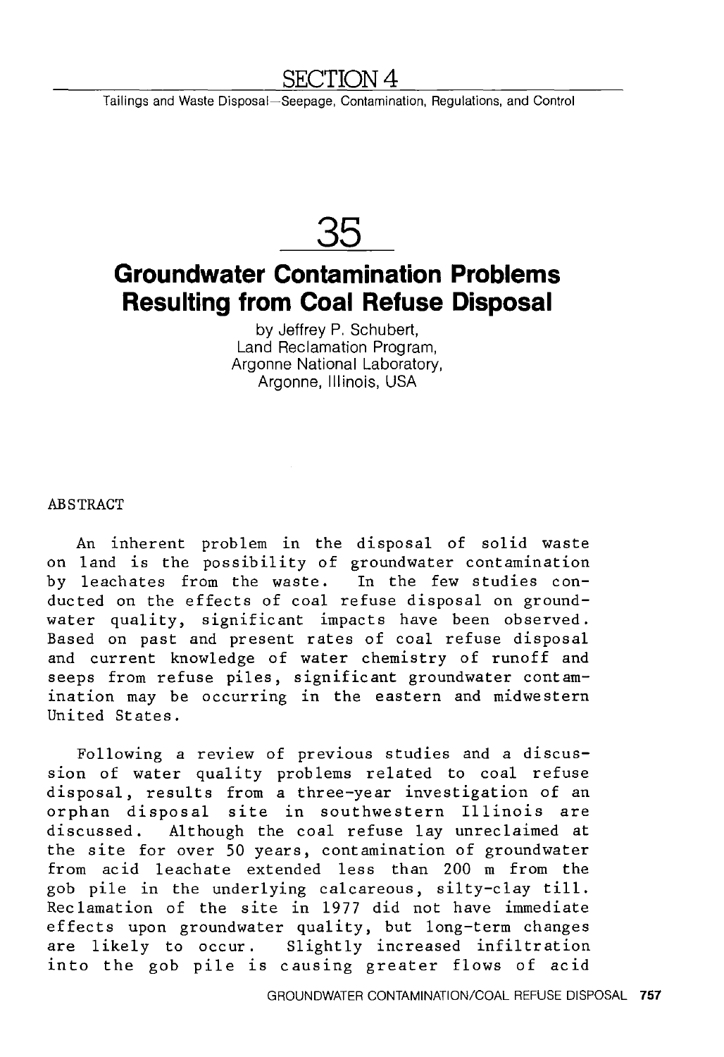# SECTION 4

Tailings and Waste Disposal—Seepage, Contamination, Regulations, and Control

# 35

## Groundwater Contamination Problems Resulting from Coal Refuse Disposal

by Jeffrey P. Schubert,
Land Reclamation Program,
Argonne National Laboratory,
Argonne, Illinois, USA

### ABSTRACT

An inherent problem in the disposal of solid waste on land is the possibility of groundwater contamination by leachates from the waste. In the few studies conducted on the effects of coal refuse disposal on groundwater quality, significant impacts have been observed. Based on past and present rates of coal refuse disposal and current knowledge of water chemistry of runoff and seeps from refuse piles, significant groundwater contamination may be occurring in the eastern and midwestern United States.

Following a review of previous studies and a discussion of water quality problems related to coal refuse disposal, results from a three-year investigation of an orphan disposal site in southwestern Illinois are discussed. Although the coal refuse lay unreclaimed at the site for over 50 years, contamination of groundwater from acid leachate extended less than 200 m from the gob pile in the underlying calcareous, silty-clay till. Reclamation of the site in 1977 did not have immediate effects upon groundwater quality, but long-term changes are likely to occur. Slightly increased infiltration into the gob pile is causing greater flows of acid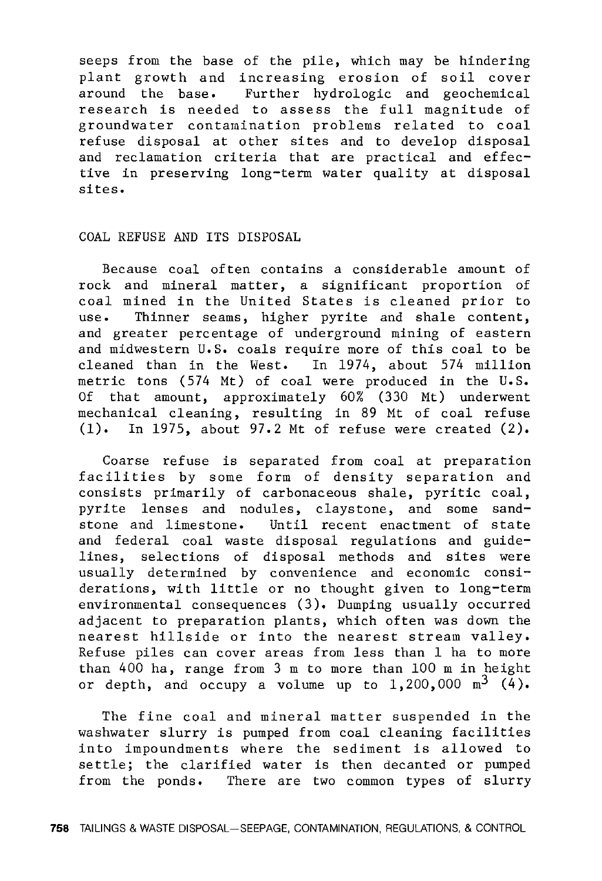seeps from the base of the pile, which may be hindering plant growth and increasing erosion of soil cover around the base. Further hydrologic and geochemical research is needed to assess the full magnitude of groundwater contamination problems related to coal refuse disposal at other sites and to develop disposal and reclamation criteria that are practical and effective in preserving long-term water quality at disposal sites.

## COAL REFUSE AND ITS DISPOSAL

Because coal often contains a considerable amount of rock and mineral matter, a significant proportion of coal mined in the United States is cleaned prior to use. Thinner seams, higher pyrite and shale content, and greater percentage of underground mining of eastern and midwestern U.S. coals require more of this coal to be cleaned than in the West. In 1974, about 574 million metric tons (574 Mt) of coal were produced in the U.S. Of that amount, approximately 60% (330 Mt) underwent mechanical cleaning, resulting in 89 Mt of coal refuse (1). In 1975, about 97.2 Mt of refuse were created (2).

Coarse refuse is separated from coal at preparation facilities by some form of density separation and consists primarily of carbonaceous shale, pyritic coal, pyrite lenses and nodules, claystone, and some sandstone and limestone. Until recent enactment of state and federal coal waste disposal regulations and guidelines, selections of disposal methods and sites were usually determined by convenience and economic considerations, with little or no thought given to long-term environmental consequences (3). Dumping usually occurred adjacent to preparation plants, which often was down the nearest hillside or into the nearest stream valley. Refuse piles can cover areas from less than 1 ha to more than 400 ha, range from 3 m to more than 100 m in height or depth, and occupy a volume up to 1,200,000 $m^3$ (4).

The fine coal and mineral matter suspended in the washwater slurry is pumped from coal cleaning facilities into impoundments where the sediment is allowed to settle; the clarified water is then decanted or pumped from the ponds. There are two common types of slurry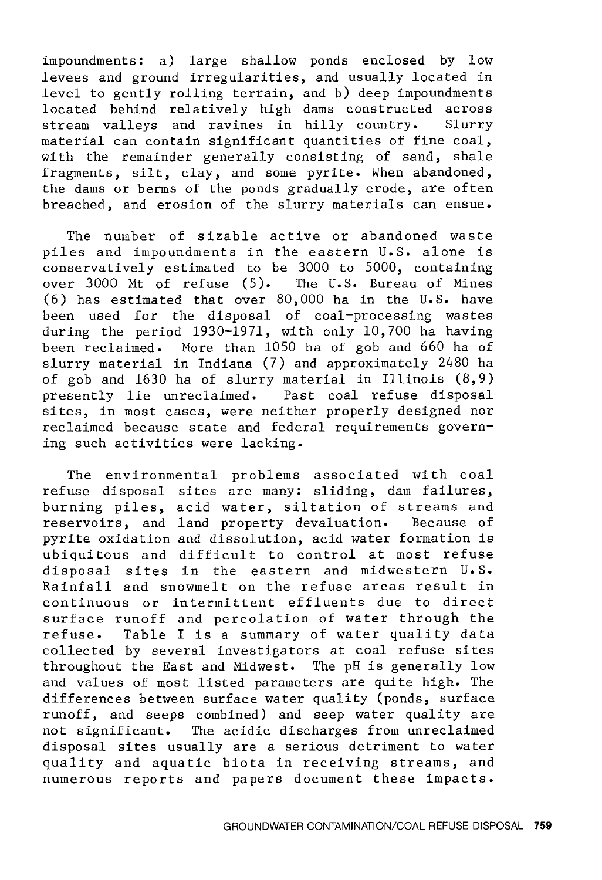impoundments: a) large shallow ponds enclosed by low levees and ground irregularities, and usually located in level to gently rolling terrain, and b) deep impoundments located behind relatively high dams constructed across stream valleys and ravines in hilly country. Slurry material can contain significant quantities of fine coal, with the remainder generally consisting of sand, shale fragments, silt, clay, and some pyrite. When abandoned, the dams or berms of the ponds gradually erode, are often breached, and erosion of the slurry materials can ensue.

The number of sizable active or abandoned waste piles and impoundments in the eastern U.S. alone is conservatively estimated to be 3000 to 5000, containing over 3000 Mt of refuse (5). The U.S. Bureau of Mines (6) has estimated that over 80,000 ha in the U.S. have been used for the disposal of coal-processing wastes during the period 1930-1971, with only 10,700 ha having been reclaimed. More than 1050 ha of gob and 660 ha of slurry material in Indiana (7) and approximately 2480 ha of gob and 1630 ha of slurry material in Illinois (8,9) presently lie unreclaimed. Past coal refuse disposal sites, in most cases, were neither properly designed nor reclaimed because state and federal requirements governing such activities were lacking.

The environmental problems associated with coal refuse disposal sites are many: sliding, dam failures, burning piles, acid water, siltation of streams and reservoirs, and land property devaluation. Because of pyrite oxidation and dissolution, acid water formation is ubiquitous and difficult to control at most refuse disposal sites in the eastern and midwestern U.S. Rainfall and snowmelt on the refuse areas result in continuous or intermittent effluents due to direct surface runoff and percolation of water through the refuse. Table I is a summary of water quality data collected by several investigators at coal refuse sites throughout the East and Midwest. The pH is generally low and values of most listed parameters are quite high. The differences between surface water quality (ponds, surface runoff, and seeps combined) and seep water quality are not significant. The acidic discharges from unreclaimed disposal sites usually are a serious detriment to water quality and aquatic biota in receiving streams, and numerous reports and papers document these impacts.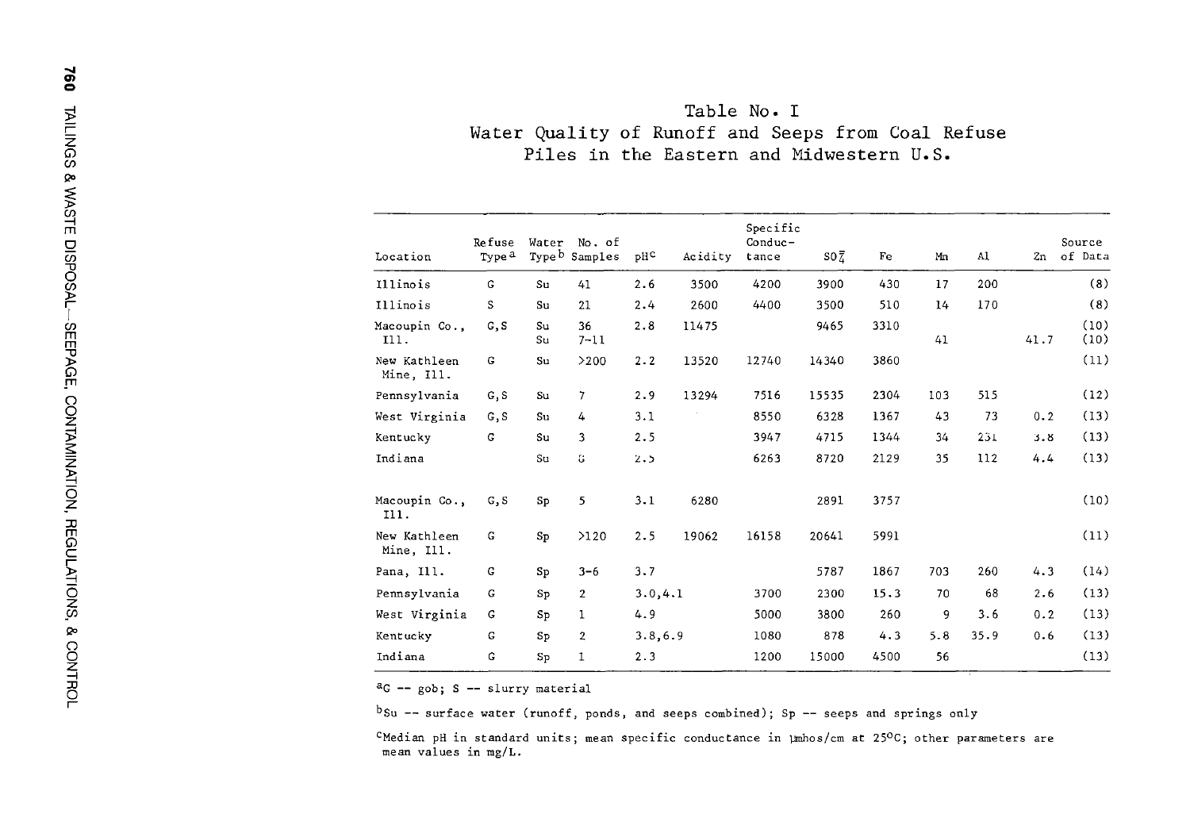## Table No. I
## Water Quality of Runoff and Seeps from Coal Refuse Piles in the Eastern and Midwestern U.S.

| Location | Refuse Type[a] | Water Type[b] | No. of Samples | pH[c] | Acidity | Specific Conductance | $SO_4^{=}$ | Fe | Mn | Al | Zn | Source of Data |
|---|---|---|---|---|---|---|---|---|---|---|---|---|
| Illinois | G | Su | 41 | 2.6 | 3500 | 4200 | 3900 | 430 | 17 | 200 | | (8) |
| Illinois | S | Su | 21 | 2.4 | 2600 | 4400 | 3500 | 510 | 14 | 170 | | (8) |
| Macoupin Co., Ill. | G,S | Su | 36 | 2.8 | 11475 | | 9465 | 3310 | | | | (10) |
| | | Su | 7-11 | | | | | | 41 | | 41.7 | (10) |
| New Kathleen Mine, Ill. | G | Su | >200 | 2.2 | 13520 | 12740 | 14340 | 3860 | | | | (11) |
| Pennsylvania | G,S | Su | 7 | 2.9 | 13294 | 7516 | 15535 | 2304 | 103 | 515 | | (12) |
| West Virginia | G,S | Su | 4 | 3.1 | | 8550 | 6328 | 1367 | 43 | 73 | 0.2 | (13) |
| Kentucky | G | Su | 3 | 2.5 | | 3947 | 4715 | 1344 | 34 | 231 | 3.8 | (13) |
| Indiana | | Su | 6 | 2.5 | | 6263 | 8720 | 2129 | 35 | 112 | 4.4 | (13) |
| Macoupin Co., Ill. | G,S | Sp | 5 | 3.1 | 6280 | | 2891 | 3757 | | | | (10) |
| New Kathleen Mine, Ill. | G | Sp | >120 | 2.5 | 19062 | 16158 | 20641 | 5991 | | | | (11) |
| Pana, Ill. | G | Sp | 3-6 | 3.7 | | | 5787 | 1867 | 703 | 260 | 4.3 | (14) |
| Pennsylvania | G | Sp | 2 | 3.0,4.1 | | 3700 | 2300 | 15.3 | 70 | 68 | 2.6 | (13) |
| West Virginia | G | Sp | 1 | 4.9 | | 5000 | 3800 | 260 | 9 | 3.6 | 0.2 | (13) |
| Kentucky | G | Sp | 2 | 3.8,6.9 | | 1080 | 878 | 4.3 | 5.8 | 35.9 | 0.6 | (13) |
| Indiana | G | Sp | 1 | 2.3 | | 1200 | 15000 | 4500 | 56 | | | (13) |

[a]G -- gob; S -- slurry material

[b]Su -- surface water (runoff, ponds, and seeps combined); Sp -- seeps and springs only

[c]Median pH in standard units; mean specific conductance in µmhos/cm at 25°C; other parameters are mean values in mg/L.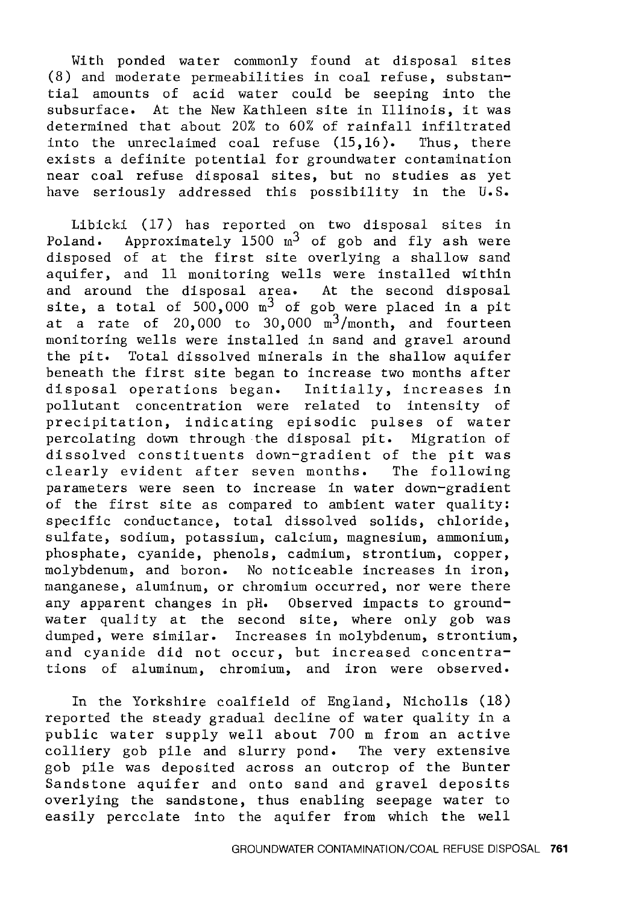With ponded water commonly found at disposal sites (8) and moderate permeabilities in coal refuse, substantial amounts of acid water could be seeping into the subsurface. At the New Kathleen site in Illinois, it was determined that about 20% to 60% of rainfall infiltrated into the unreclaimed coal refuse (15,16). Thus, there exists a definite potential for groundwater contamination near coal refuse disposal sites, but no studies as yet have seriously addressed this possibility in the U.S.

Libicki (17) has reported on two disposal sites in Poland. Approximately 1500 $m^3$ of gob and fly ash were disposed of at the first site overlying a shallow sand aquifer, and 11 monitoring wells were installed within and around the disposal area. At the second disposal site, a total of 500,000 $m^3$ of gob were placed in a pit at a rate of 20,000 to 30,000 $m^3$/month, and fourteen monitoring wells were installed in sand and gravel around the pit. Total dissolved minerals in the shallow aquifer beneath the first site began to increase two months after disposal operations began. Initially, increases in pollutant concentration were related to intensity of precipitation, indicating episodic pulses of water percolating down through the disposal pit. Migration of dissolved constituents down-gradient of the pit was clearly evident after seven months. The following parameters were seen to increase in water down-gradient of the first site as compared to ambient water quality: specific conductance, total dissolved solids, chloride, sulfate, sodium, potassium, calcium, magnesium, ammonium, phosphate, cyanide, phenols, cadmium, strontium, copper, molybdenum, and boron. No noticeable increases in iron, manganese, aluminum, or chromium occurred, nor were there any apparent changes in pH. Observed impacts to groundwater quality at the second site, where only gob was dumped, were similar. Increases in molybdenum, strontium, and cyanide did not occur, but increased concentrations of aluminum, chromium, and iron were observed.

In the Yorkshire coalfield of England, Nicholls (18) reported the steady gradual decline of water quality in a public water supply well about 700 m from an active colliery gob pile and slurry pond. The very extensive gob pile was deposited across an outcrop of the Bunter Sandstone aquifer and onto sand and gravel deposits overlying the sandstone, thus enabling seepage water to easily percolate into the aquifer from which the well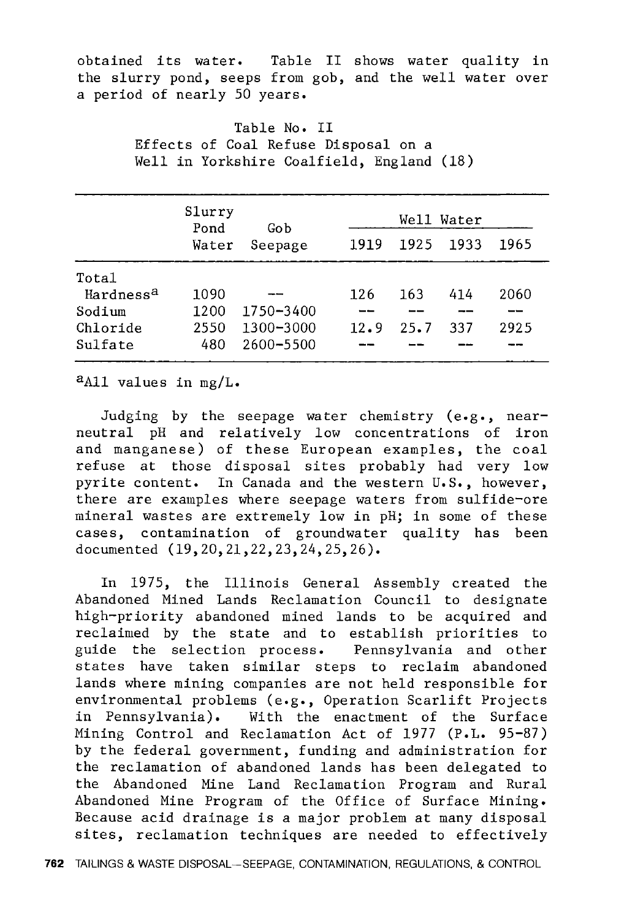obtained its water. Table II shows water quality in the slurry pond, seeps from gob, and the well water over a period of nearly 50 years.

Table No. II
Effects of Coal Refuse Disposal on a Well in Yorkshire Coalfield, England (18)

| | Slurry Pond Water | Gob Seepage | Well Water | | | |
|---|---|---|---|---|---|---|
| | | | 1919 | 1925 | 1933 | 1965 |
| Total Hardness[a] | 1090 | -- | 126 | 163 | 414 | 2060 |
| Sodium | 1200 | 1750-3400 | -- | -- | -- | -- |
| Chloride | 2550 | 1300-3000 | 12.9 | 25.7 | 337 | 2925 |
| Sulfate | 480 | 2600-5500 | -- | -- | -- | -- |

[a]All values in mg/L.

Judging by the seepage water chemistry (e.g., near-neutral pH and relatively low concentrations of iron and manganese) of these European examples, the coal refuse at those disposal sites probably had very low pyrite content. In Canada and the western U.S., however, there are examples where seepage waters from sulfide-ore mineral wastes are extremely low in pH; in some of these cases, contamination of groundwater quality has been documented (19,20,21,22,23,24,25,26).

In 1975, the Illinois General Assembly created the Abandoned Mined Lands Reclamation Council to designate high-priority abandoned mined lands to be acquired and reclaimed by the state and to establish priorities to guide the selection process. Pennsylvania and other states have taken similar steps to reclaim abandoned lands where mining companies are not held responsible for environmental problems (e.g., Operation Scarlift Projects in Pennsylvania). With the enactment of the Surface Mining Control and Reclamation Act of 1977 (P.L. 95-87) by the federal government, funding and administration for the reclamation of abandoned lands has been delegated to the Abandoned Mine Land Reclamation Program and Rural Abandoned Mine Program of the Office of Surface Mining. Because acid drainage is a major problem at many disposal sites, reclamation techniques are needed to effectively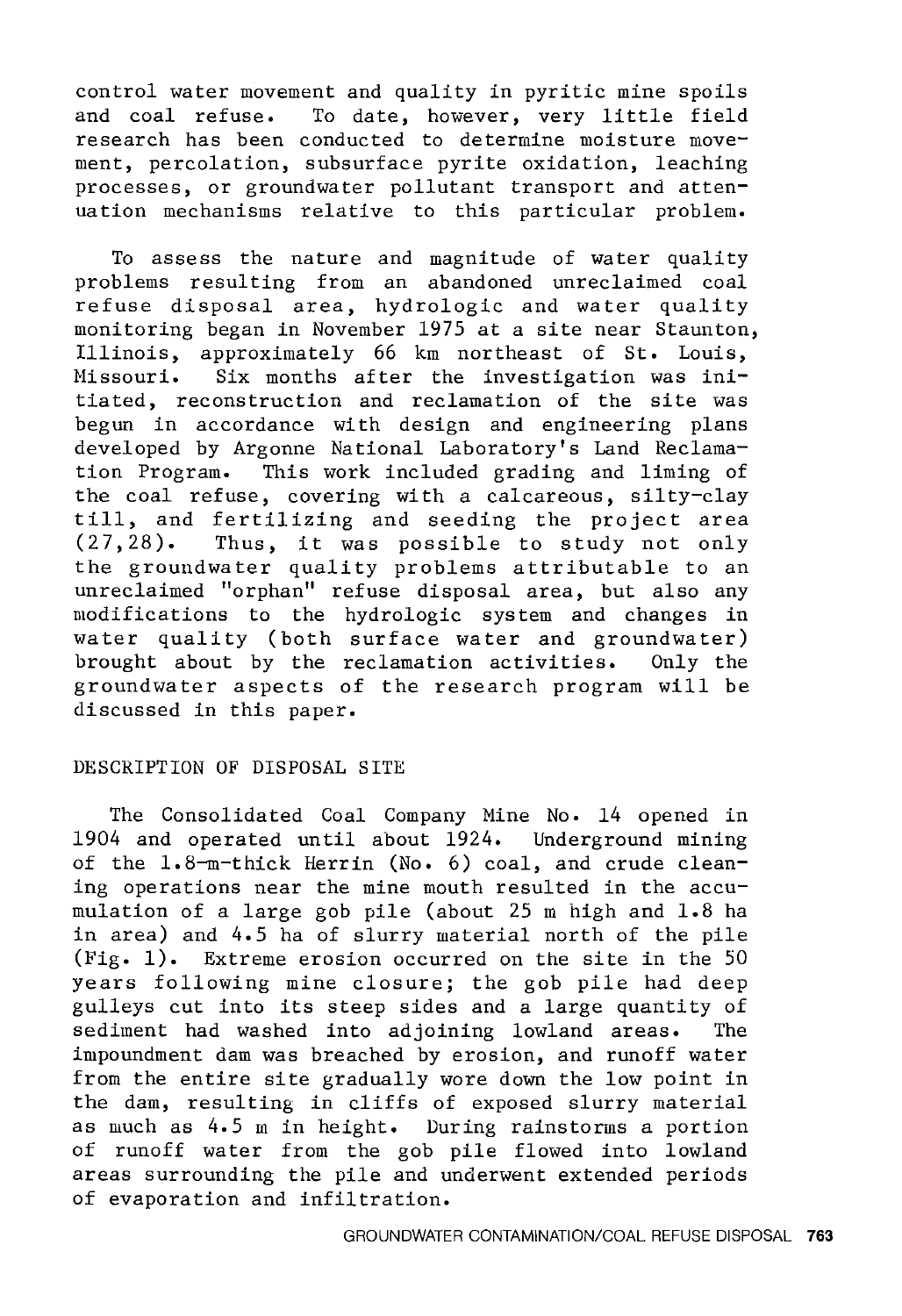control water movement and quality in pyritic mine spoils and coal refuse. To date, however, very little field research has been conducted to determine moisture movement, percolation, subsurface pyrite oxidation, leaching processes, or groundwater pollutant transport and attenuation mechanisms relative to this particular problem.

To assess the nature and magnitude of water quality problems resulting from an abandoned unreclaimed coal refuse disposal area, hydrologic and water quality monitoring began in November 1975 at a site near Staunton, Illinois, approximately 66 km northeast of St. Louis, Missouri. Six months after the investigation was initiated, reconstruction and reclamation of the site was begun in accordance with design and engineering plans developed by Argonne National Laboratory's Land Reclamation Program. This work included grading and liming of the coal refuse, covering with a calcareous, silty-clay till, and fertilizing and seeding the project area (27,28). Thus, it was possible to study not only the groundwater quality problems attributable to an unreclaimed "orphan" refuse disposal area, but also any modifications to the hydrologic system and changes in water quality (both surface water and groundwater) brought about by the reclamation activities. Only the groundwater aspects of the research program will be discussed in this paper.

## DESCRIPTION OF DISPOSAL SITE

The Consolidated Coal Company Mine No. 14 opened in 1904 and operated until about 1924. Underground mining of the 1.8-m-thick Herrin (No. 6) coal, and crude cleaning operations near the mine mouth resulted in the accumulation of a large gob pile (about 25 m high and 1.8 ha in area) and 4.5 ha of slurry material north of the pile (Fig. 1). Extreme erosion occurred on the site in the 50 years following mine closure; the gob pile had deep gulleys cut into its steep sides and a large quantity of sediment had washed into adjoining lowland areas. The impoundment dam was breached by erosion, and runoff water from the entire site gradually wore down the low point in the dam, resulting in cliffs of exposed slurry material as much as 4.5 m in height. During rainstorms a portion of runoff water from the gob pile flowed into lowland areas surrounding the pile and underwent extended periods of evaporation and infiltration.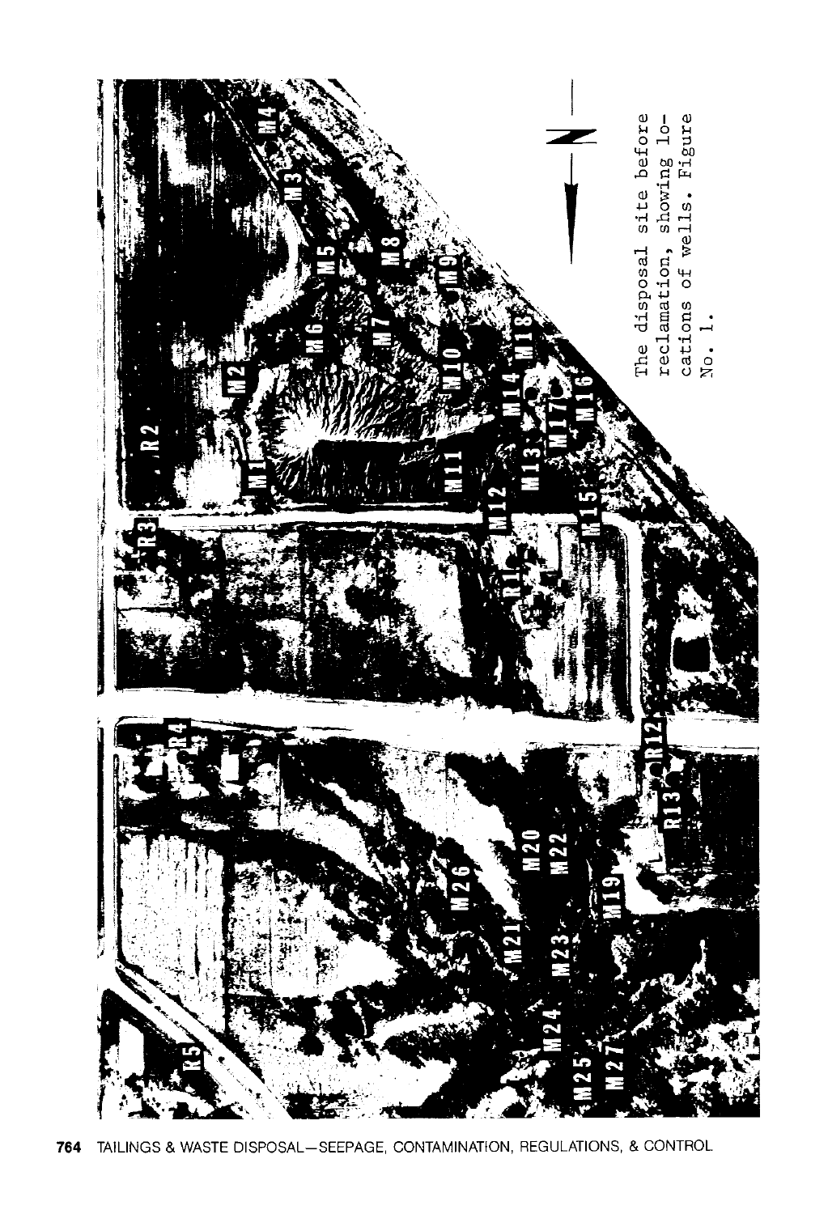The disposal site before reclamation, showing locations of wells. Figure No. 1.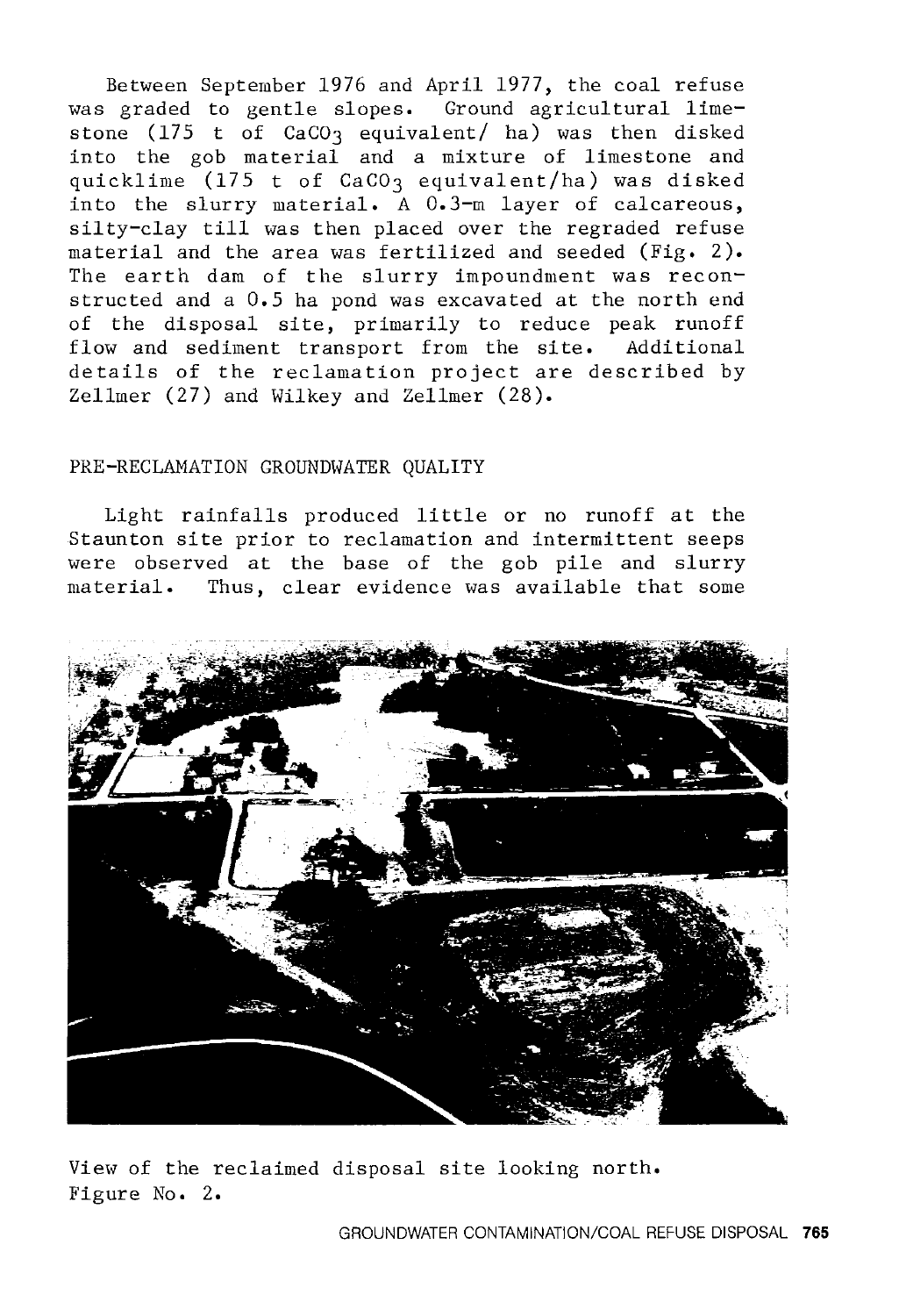Between September 1976 and April 1977, the coal refuse was graded to gentle slopes. Ground agricultural limestone (175 t of $CaCO_3$ equivalent/ ha) was then disked into the gob material and a mixture of limestone and quicklime (175 t of $CaCO_3$ equivalent/ha) was disked into the slurry material. A 0.3-m layer of calcareous, silty-clay till was then placed over the regraded refuse material and the area was fertilized and seeded (Fig. 2). The earth dam of the slurry impoundment was reconstructed and a 0.5 ha pond was excavated at the north end of the disposal site, primarily to reduce peak runoff flow and sediment transport from the site. Additional details of the reclamation project are described by Zellmer (27) and Wilkey and Zellmer (28).

## PRE-RECLAMATION GROUNDWATER QUALITY

Light rainfalls produced little or no runoff at the Staunton site prior to reclamation and intermittent seeps were observed at the base of the gob pile and slurry material. Thus, clear evidence was available that some

View of the reclaimed disposal site looking north.
Figure No. 2.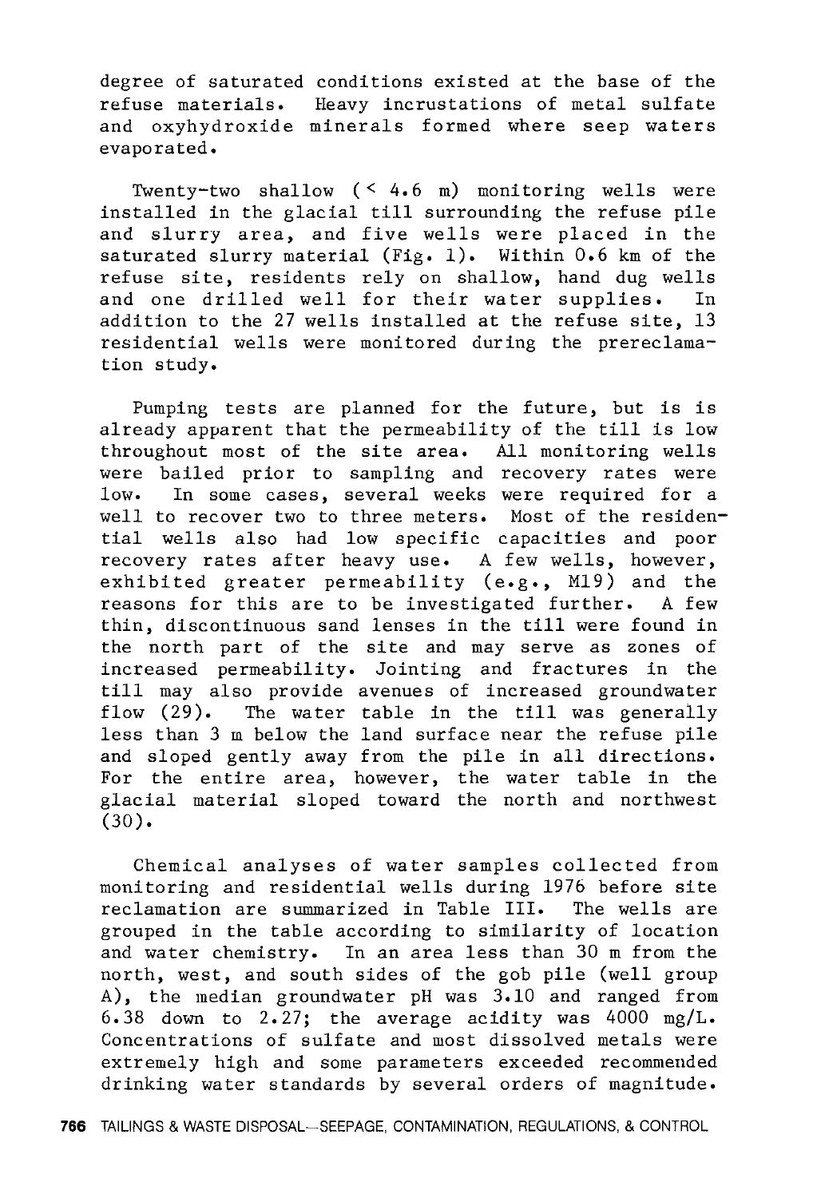degree of saturated conditions existed at the base of the refuse materials. Heavy incrustations of metal sulfate and oxyhydroxide minerals formed where seep waters evaporated.

Twenty-two shallow (< 4.6 m) monitoring wells were installed in the glacial till surrounding the refuse pile and slurry area, and five wells were placed in the saturated slurry material (Fig. 1). Within 0.6 km of the refuse site, residents rely on shallow, hand dug wells and one drilled well for their water supplies. In addition to the 27 wells installed at the refuse site, 13 residential wells were monitored during the prereclamation study.

Pumping tests are planned for the future, but is is already apparent that the permeability of the till is low throughout most of the site area. All monitoring wells were bailed prior to sampling and recovery rates were low. In some cases, several weeks were required for a well to recover two to three meters. Most of the residential wells also had low specific capacities and poor recovery rates after heavy use. A few wells, however, exhibited greater permeability (e.g., M19) and the reasons for this are to be investigated further. A few thin, discontinuous sand lenses in the till were found in the north part of the site and may serve as zones of increased permeability. Jointing and fractures in the till may also provide avenues of increased groundwater flow (29). The water table in the till was generally less than 3 m below the land surface near the refuse pile and sloped gently away from the pile in all directions. For the entire area, however, the water table in the glacial material sloped toward the north and northwest (30).

Chemical analyses of water samples collected from monitoring and residential wells during 1976 before site reclamation are summarized in Table III. The wells are grouped in the table according to similarity of location and water chemistry. In an area less than 30 m from the north, west, and south sides of the gob pile (well group A), the median groundwater pH was 3.10 and ranged from 6.38 down to 2.27; the average acidity was 4000 mg/L. Concentrations of sulfate and most dissolved metals were extremely high and some parameters exceeded recommended drinking water standards by several orders of magnitude.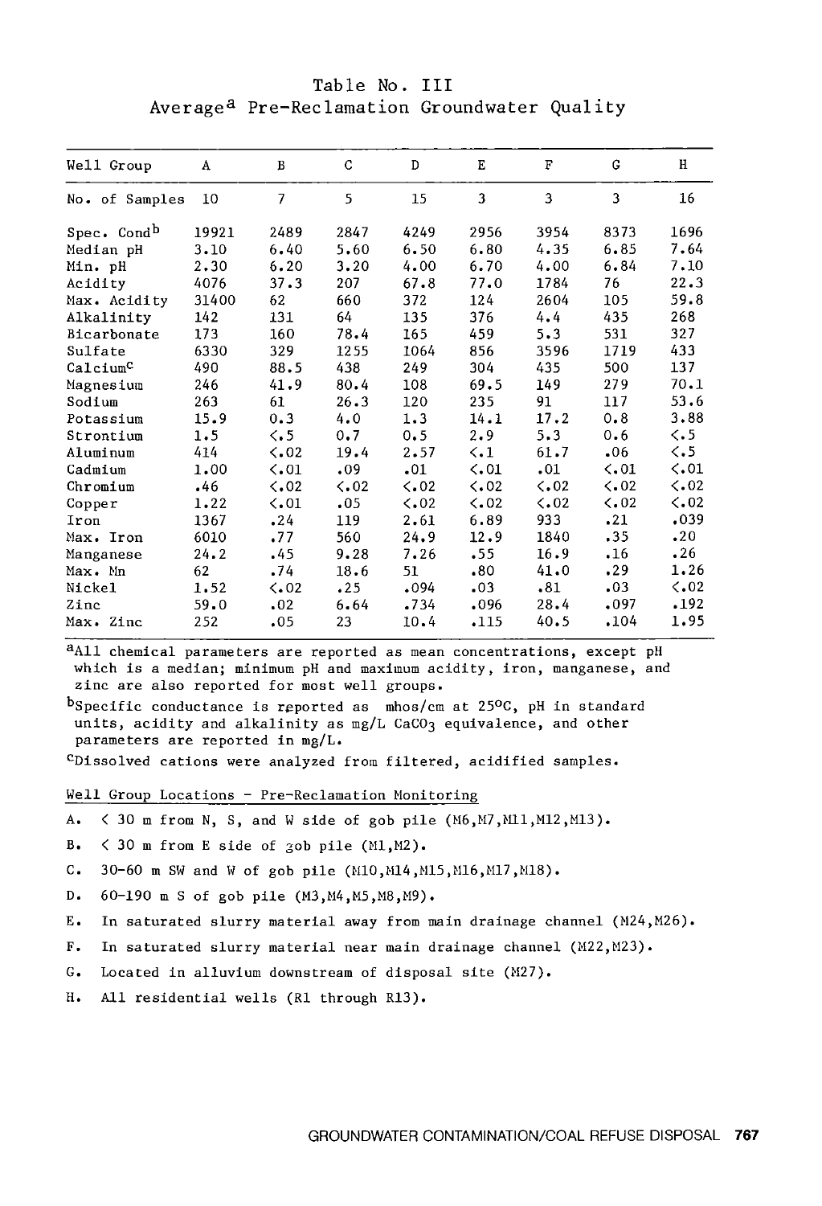# Table No. III
## Average[a] Pre-Reclamation Groundwater Quality

| Well Group | A | B | C | D | E | F | G | H |
|---|---|---|---|---|---|---|---|---|
| No. of Samples | 10 | 7 | 5 | 15 | 3 | 3 | 3 | 16 |
| Spec. Cond[b] | 19921 | 2489 | 2847 | 4249 | 2956 | 3954 | 8373 | 1696 |
| Median pH | 3.10 | 6.40 | 5.60 | 6.50 | 6.80 | 4.35 | 6.85 | 7.64 |
| Min. pH | 2.30 | 6.20 | 3.20 | 4.00 | 6.70 | 4.00 | 6.84 | 7.10 |
| Acidity | 4076 | 37.3 | 207 | 67.8 | 77.0 | 1784 | 76 | 22.3 |
| Max. Acidity | 31400 | 62 | 660 | 372 | 124 | 2604 | 105 | 59.8 |
| Alkalinity | 142 | 131 | 64 | 135 | 376 | 4.4 | 435 | 268 |
| Bicarbonate | 173 | 160 | 78.4 | 165 | 459 | 5.3 | 531 | 327 |
| Sulfate | 6330 | 329 | 1255 | 1064 | 856 | 3596 | 1719 | 433 |
| Calcium[c] | 490 | 88.5 | 438 | 249 | 304 | 435 | 500 | 137 |
| Magnesium | 246 | 41.9 | 80.4 | 108 | 69.5 | 149 | 279 | 70.1 |
| Sodium | 263 | 61 | 26.3 | 120 | 235 | 91 | 117 | 53.6 |
| Potassium | 15.9 | 0.3 | 4.0 | 1.3 | 14.1 | 17.2 | 0.8 | 3.88 |
| Strontium | 1.5 | <.5 | 0.7 | 0.5 | 2.9 | 5.3 | 0.6 | <.5 |
| Aluminum | 414 | <.02 | 19.4 | 2.57 | <.1 | 61.7 | .06 | <.5 |
| Cadmium | 1.00 | <.01 | .09 | .01 | <.01 | .01 | <.01 | <.01 |
| Chromium | .46 | <.02 | <.02 | <.02 | <.02 | <.02 | <.02 | <.02 |
| Copper | 1.22 | <.01 | .05 | <.02 | <.02 | <.02 | <.02 | <.02 |
| Iron | 1367 | .24 | 119 | 2.61 | 6.89 | 933 | .21 | .039 |
| Max. Iron | 6010 | .77 | 560 | 24.9 | 12.9 | 1840 | .35 | .20 |
| Manganese | 24.2 | .45 | 9.28 | 7.26 | .55 | 16.9 | .16 | .26 |
| Max. Mn | 62 | .74 | 18.6 | 51 | .80 | 41.0 | .29 | 1.26 |
| Nickel | 1.52 | <.02 | .25 | .094 | .03 | .81 | .03 | <.02 |
| Zinc | 59.0 | .02 | 6.64 | .734 | .096 | 28.4 | .097 | .192 |
| Max. Zinc | 252 | .05 | 23 | 10.4 | .115 | 40.5 | .104 | 1.95 |

[a]All chemical parameters are reported as mean concentrations, except pH which is a median; minimum pH and maximum acidity, iron, manganese, and zinc are also reported for most well groups.

[b]Specific conductance is reported as mhos/cm at 25°C, pH in standard units, acidity and alkalinity as mg/L $CaCO_3$ equivalence, and other parameters are reported in mg/L.

[c]Dissolved cations were analyzed from filtered, acidified samples.

Well Group Locations - Pre-Reclamation Monitoring

A. < 30 m from N, S, and W side of gob pile (M6,M7,M11,M12,M13).

B. < 30 m from E side of gob pile (M1,M2).

C. 30-60 m SW and W of gob pile (M10,M14,M15,M16,M17,M18).

D. 60-190 m S of gob pile (M3,M4,M5,M8,M9).

E. In saturated slurry material away from main drainage channel (M24,M26).

F. In saturated slurry material near main drainage channel (M22,M23).

G. Located in alluvium downstream of disposal site (M27).

H. All residential wells (R1 through R13).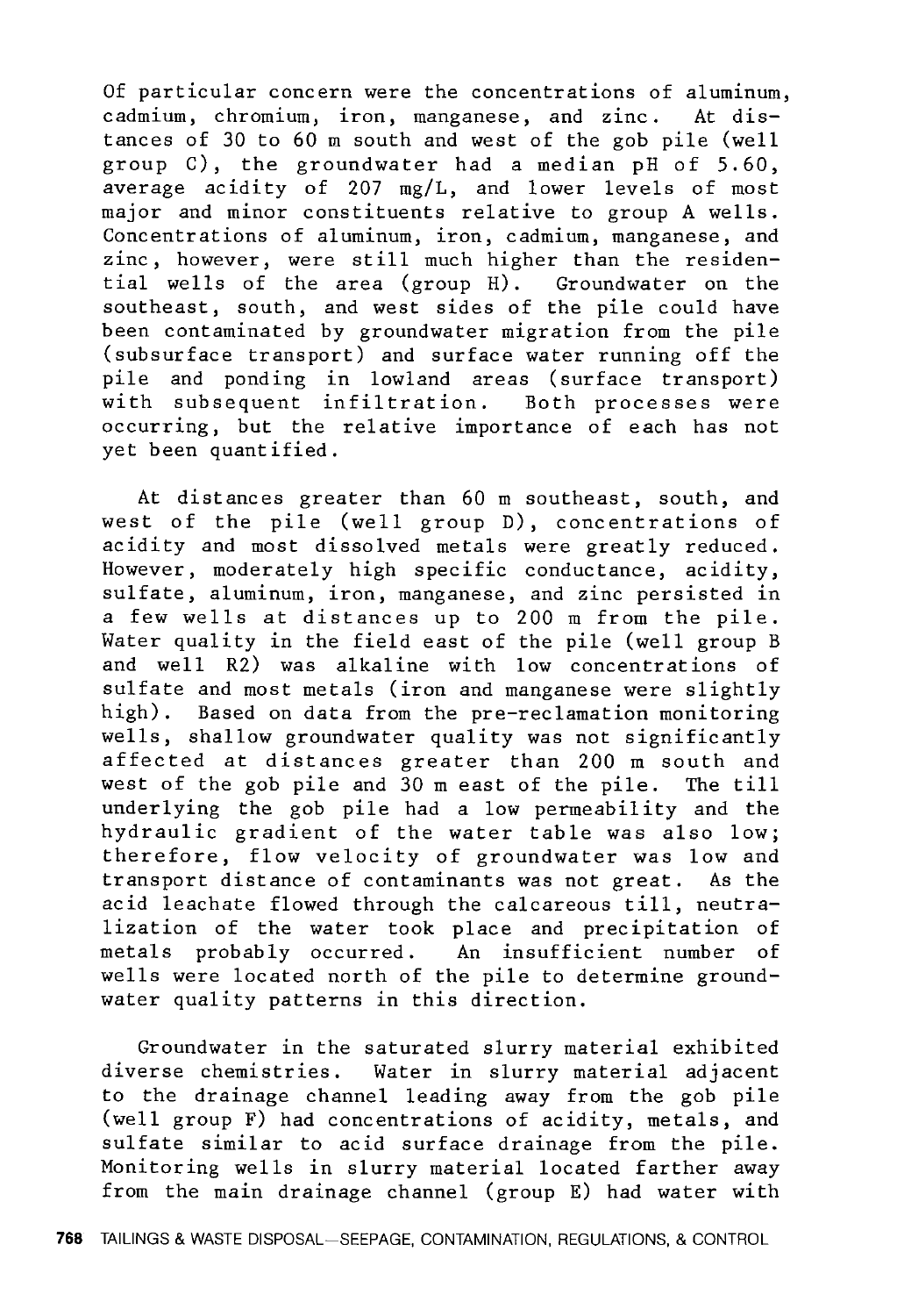Of particular concern were the concentrations of aluminum, cadmium, chromium, iron, manganese, and zinc. At distances of 30 to 60 m south and west of the gob pile (well group C), the groundwater had a median pH of 5.60, average acidity of 207 mg/L, and lower levels of most major and minor constituents relative to group A wells. Concentrations of aluminum, iron, cadmium, manganese, and zinc, however, were still much higher than the residential wells of the area (group H). Groundwater on the southeast, south, and west sides of the pile could have been contaminated by groundwater migration from the pile (subsurface transport) and surface water running off the pile and ponding in lowland areas (surface transport) with subsequent infiltration. Both processes were occurring, but the relative importance of each has not yet been quantified.

At distances greater than 60 m southeast, south, and west of the pile (well group D), concentrations of acidity and most dissolved metals were greatly reduced. However, moderately high specific conductance, acidity, sulfate, aluminum, iron, manganese, and zinc persisted in a few wells at distances up to 200 m from the pile. Water quality in the field east of the pile (well group B and well R2) was alkaline with low concentrations of sulfate and most metals (iron and manganese were slightly high). Based on data from the pre-reclamation monitoring wells, shallow groundwater quality was not significantly affected at distances greater than 200 m south and west of the gob pile and 30 m east of the pile. The till underlying the gob pile had a low permeability and the hydraulic gradient of the water table was also low; therefore, flow velocity of groundwater was low and transport distance of contaminants was not great. As the acid leachate flowed through the calcareous till, neutralization of the water took place and precipitation of metals probably occurred. An insufficient number of wells were located north of the pile to determine groundwater quality patterns in this direction.

Groundwater in the saturated slurry material exhibited diverse chemistries. Water in slurry material adjacent to the drainage channel leading away from the gob pile (well group F) had concentrations of acidity, metals, and sulfate similar to acid surface drainage from the pile. Monitoring wells in slurry material located farther away from the main drainage channel (group E) had water with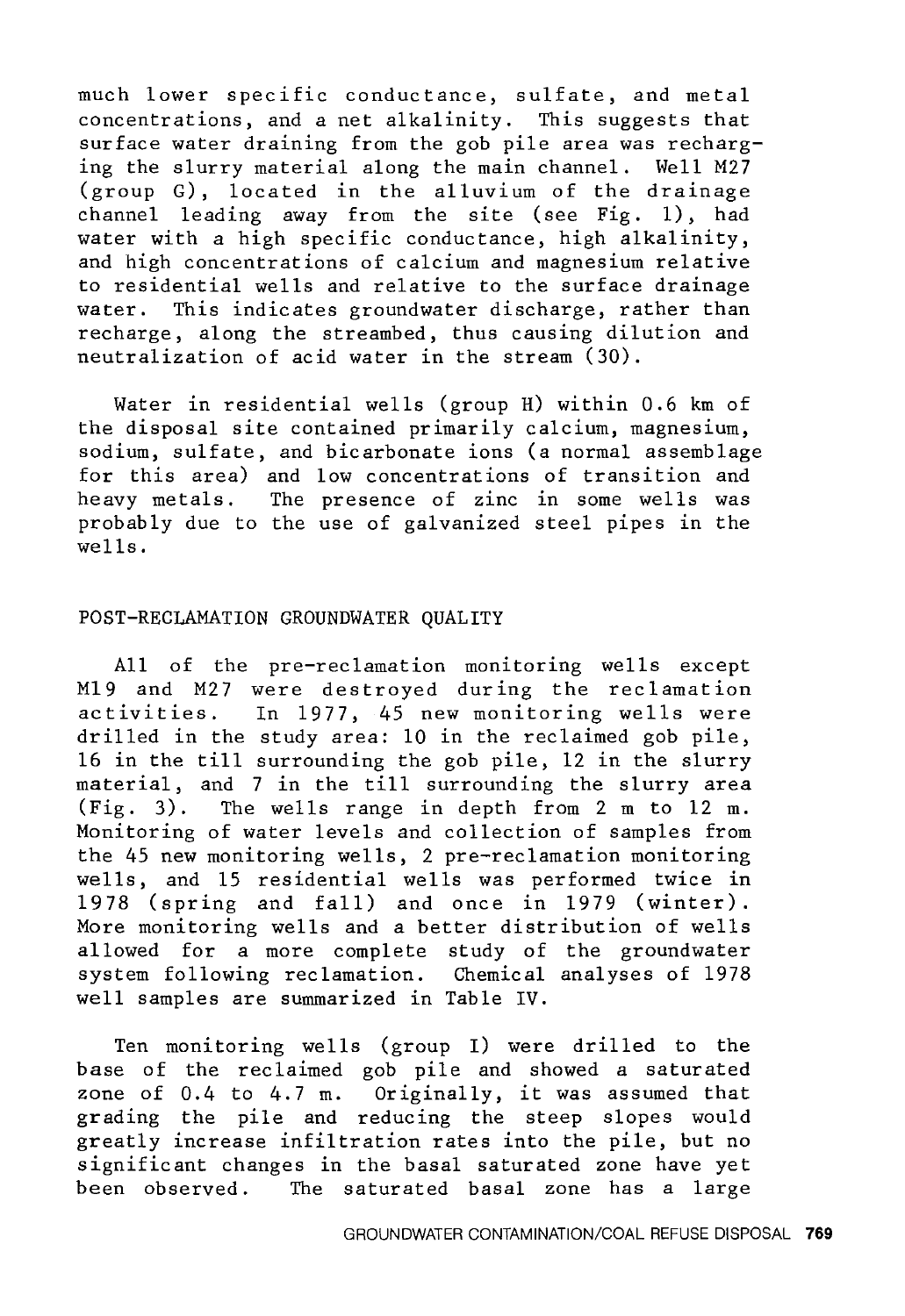much lower specific conductance, sulfate, and metal concentrations, and a net alkalinity. This suggests that surface water draining from the gob pile area was recharging the slurry material along the main channel. Well M27 (group G), located in the alluvium of the drainage channel leading away from the site (see Fig. 1), had water with a high specific conductance, high alkalinity, and high concentrations of calcium and magnesium relative to residential wells and relative to the surface drainage water. This indicates groundwater discharge, rather than recharge, along the streambed, thus causing dilution and neutralization of acid water in the stream (30).

Water in residential wells (group H) within 0.6 km of the disposal site contained primarily calcium, magnesium, sodium, sulfate, and bicarbonate ions (a normal assemblage for this area) and low concentrations of transition and heavy metals. The presence of zinc in some wells was probably due to the use of galvanized steel pipes in the wells.

## POST-RECLAMATION GROUNDWATER QUALITY

All of the pre-reclamation monitoring wells except M19 and M27 were destroyed during the reclamation activities. In 1977, 45 new monitoring wells were drilled in the study area: 10 in the reclaimed gob pile, 16 in the till surrounding the gob pile, 12 in the slurry material, and 7 in the till surrounding the slurry area (Fig. 3). The wells range in depth from 2 m to 12 m. Monitoring of water levels and collection of samples from the 45 new monitoring wells, 2 pre-reclamation monitoring wells, and 15 residential wells was performed twice in 1978 (spring and fall) and once in 1979 (winter). More monitoring wells and a better distribution of wells allowed for a more complete study of the groundwater system following reclamation. Chemical analyses of 1978 well samples are summarized in Table IV.

Ten monitoring wells (group I) were drilled to the base of the reclaimed gob pile and showed a saturated zone of 0.4 to 4.7 m. Originally, it was assumed that grading the pile and reducing the steep slopes would greatly increase infiltration rates into the pile, but no significant changes in the basal saturated zone have yet been observed. The saturated basal zone has a large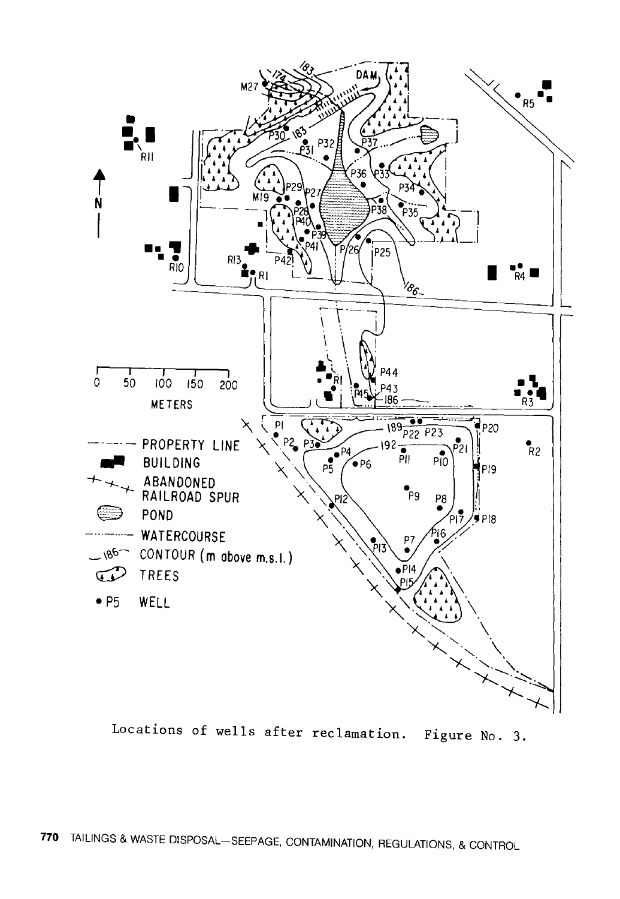Locations of wells after reclamation. Figure No. 3.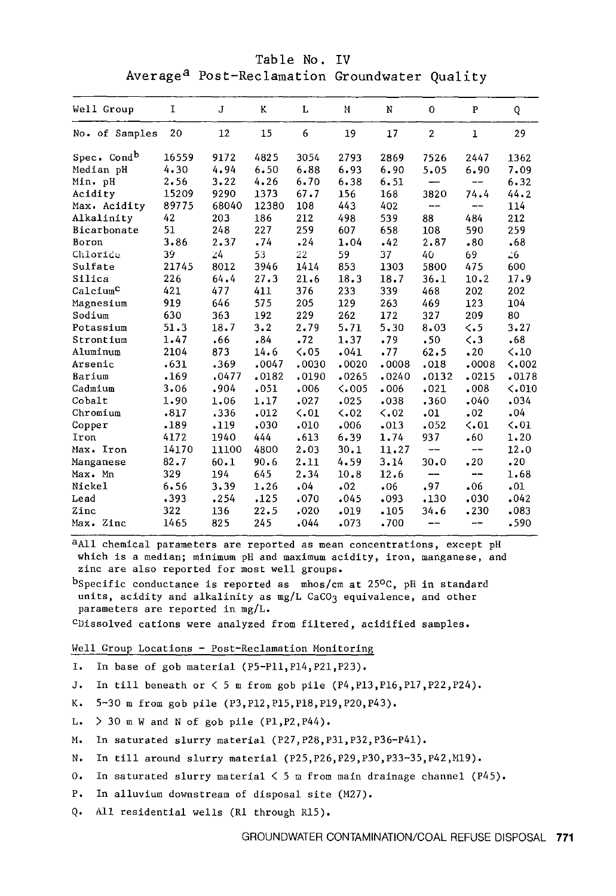Table No. IV

Average[a] Post-Reclamation Groundwater Quality

| Well Group | I | J | K | L | M | N | O | P | Q |
|---|---|---|---|---|---|---|---|---|---|
| No. of Samples | 20 | 12 | 15 | 6 | 19 | 17 | 2 | 1 | 29 |
| Spec. Cond[b] | 16559 | 9172 | 4825 | 3054 | 2793 | 2869 | 7526 | 2447 | 1362 |
| Median pH | 4.30 | 4.94 | 6.50 | 6.88 | 6.93 | 6.90 | 5.05 | 6.90 | 7.09 |
| Min. pH | 2.56 | 3.22 | 4.26 | 6.70 | 6.38 | 6.51 | — | -- | 6.32 |
| Acidity | 15209 | 9290 | 1373 | 67.7 | 156 | 168 | 3820 | 74.4 | 44.2 |
| Max. Acidity | 89775 | 68040 | 12380 | 108 | 443 | 402 | -- | — | 114 |
| Alkalinity | 42 | 203 | 186 | 212 | 498 | 539 | 88 | 484 | 212 |
| Bicarbonate | 51 | 248 | 227 | 259 | 607 | 658 | 108 | 590 | 259 |
| Boron | 3.86 | 2.37 | .74 | .24 | 1.04 | .42 | 2.87 | .80 | .68 |
| Chloride | 39 | 24 | 53 | 22 | 59 | 37 | 40 | 69 | 26 |
| Sulfate | 21745 | 8012 | 3946 | 1414 | 853 | 1303 | 5800 | 475 | 600 |
| Silica | 226 | 64.4 | 27.3 | 21.6 | 18.3 | 18.7 | 36.1 | 10.2 | 17.9 |
| Calcium[c] | 421 | 477 | 411 | 376 | 233 | 339 | 468 | 202 | 202 |
| Magnesium | 919 | 646 | 575 | 205 | 129 | 263 | 469 | 123 | 104 |
| Sodium | 630 | 363 | 192 | 229 | 262 | 172 | 327 | 209 | 80 |
| Potassium | 51.3 | 18.7 | 3.2 | 2.79 | 5.71 | 5.30 | 8.03 | <.5 | 3.27 |
| Strontium | 1.47 | .66 | .84 | .72 | 1.37 | .79 | .50 | <.3 | .68 |
| Aluminum | 2104 | 873 | 14.6 | <.05 | .041 | .77 | 62.5 | .20 | <.10 |
| Arsenic | .631 | .369 | .0047 | .0030 | .0020 | .0008 | .018 | .0008 | <.002 |
| Barium | .169 | .0477 | .0182 | .0190 | .0265 | .0240 | .0132 | .0215 | .0178 |
| Cadmium | 3.06 | .904 | .051 | .006 | <.005 | .006 | .021 | .008 | <.010 |
| Cobalt | 1.90 | 1.06 | 1.17 | .027 | .025 | .038 | .360 | .040 | .034 |
| Chromium | .817 | .336 | .012 | <.01 | <.02 | <.02 | .01 | .02 | .04 |
| Copper | .189 | .119 | .030 | .010 | .006 | .013 | .052 | <.01 | <.01 |
| Iron | 4172 | 1940 | 444 | .613 | 6.39 | 1.74 | 937 | .60 | 1.20 |
| Max. Iron | 14170 | 11100 | 4800 | 2.03 | 30.1 | 11.27 | -- | -- | 12.0 |
| Manganese | 82.7 | 60.1 | 90.6 | 2.11 | 4.59 | 3.14 | 30.0 | .20 | .20 |
| Max. Mn | 329 | 194 | 645 | 2.34 | 10.8 | 12.6 | — | -- | 1.68 |
| Nickel | 6.56 | 3.39 | 1.26 | .04 | .02 | .06 | .97 | .06 | .01 |
| Lead | .393 | .254 | .125 | .070 | .045 | .093 | .130 | .030 | .042 |
| Zinc | 322 | 136 | 22.5 | .020 | .019 | .105 | 34.6 | .230 | .083 |
| Max. Zinc | 1465 | 825 | 245 | .044 | .073 | .700 | -- | -- | .590 |

[a]All chemical parameters are reported as mean concentrations, except pH which is a median; minimum pH and maximum acidity, iron, manganese, and zinc are also reported for most well groups.

[b]Specific conductance is reported as mhos/cm at 25°C, pH in standard units, acidity and alkalinity as mg/L $CaCO_3$ equivalence, and other parameters are reported in mg/L.

[c]Dissolved cations were analyzed from filtered, acidified samples.

Well Group Locations - Post-Reclamation Monitoring

I. In base of gob material (P5-P11,P14,P21,P23).

J. In till beneath or < 5 m from gob pile (P4,P13,P16,P17,P22,P24).

K. 5-30 m from gob pile (P3,P12,P15,P18,P19,P20,P43).

L. > 30 m W and N of gob pile (P1,P2,P44).

M. In saturated slurry material (P27,P28,P31,P32,P36-P41).

N. In till around slurry material (P25,P26,P29,P30,P33-35,P42,M19).

O. In saturated slurry material < 5 m from main drainage channel (P45).

P. In alluvium downstream of disposal site (M27).

Q. All residential wells (R1 through R15).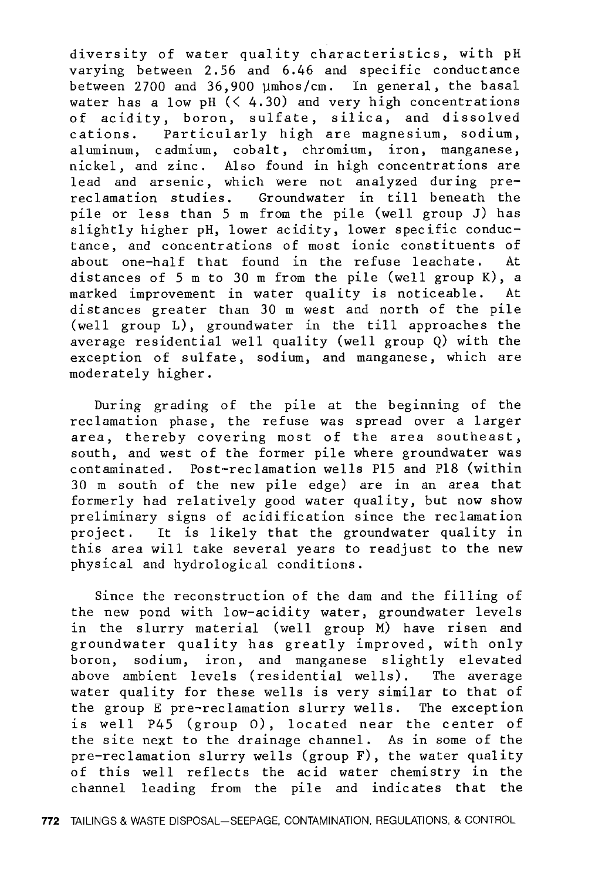diversity of water quality characteristics, with pH varying between 2.56 and 6.46 and specific conductance between 2700 and 36,900 μmhos/cm. In general, the basal water has a low pH (< 4.30) and very high concentrations of acidity, boron, sulfate, silica, and dissolved cations. Particularly high are magnesium, sodium, aluminum, cadmium, cobalt, chromium, iron, manganese, nickel, and zinc. Also found in high concentrations are lead and arsenic, which were not analyzed during pre-reclamation studies. Groundwater in till beneath the pile or less than 5 m from the pile (well group J) has slightly higher pH, lower acidity, lower specific conductance, and concentrations of most ionic constituents of about one-half that found in the refuse leachate. At distances of 5 m to 30 m from the pile (well group K), a marked improvement in water quality is noticeable. At distances greater than 30 m west and north of the pile (well group L), groundwater in the till approaches the average residential well quality (well group Q) with the exception of sulfate, sodium, and manganese, which are moderately higher.

During grading of the pile at the beginning of the reclamation phase, the refuse was spread over a larger area, thereby covering most of the area southeast, south, and west of the former pile where groundwater was contaminated. Post-reclamation wells P15 and P18 (within 30 m south of the new pile edge) are in an area that formerly had relatively good water quality, but now show preliminary signs of acidification since the reclamation project. It is likely that the groundwater quality in this area will take several years to readjust to the new physical and hydrological conditions.

Since the reconstruction of the dam and the filling of the new pond with low-acidity water, groundwater levels in the slurry material (well group M) have risen and groundwater quality has greatly improved, with only boron, sodium, iron, and manganese slightly elevated above ambient levels (residential wells). The average water quality for these wells is very similar to that of the group E pre-reclamation slurry wells. The exception is well P45 (group O), located near the center of the site next to the drainage channel. As in some of the pre-reclamation slurry wells (group F), the water quality of this well reflects the acid water chemistry in the channel leading from the pile and indicates that the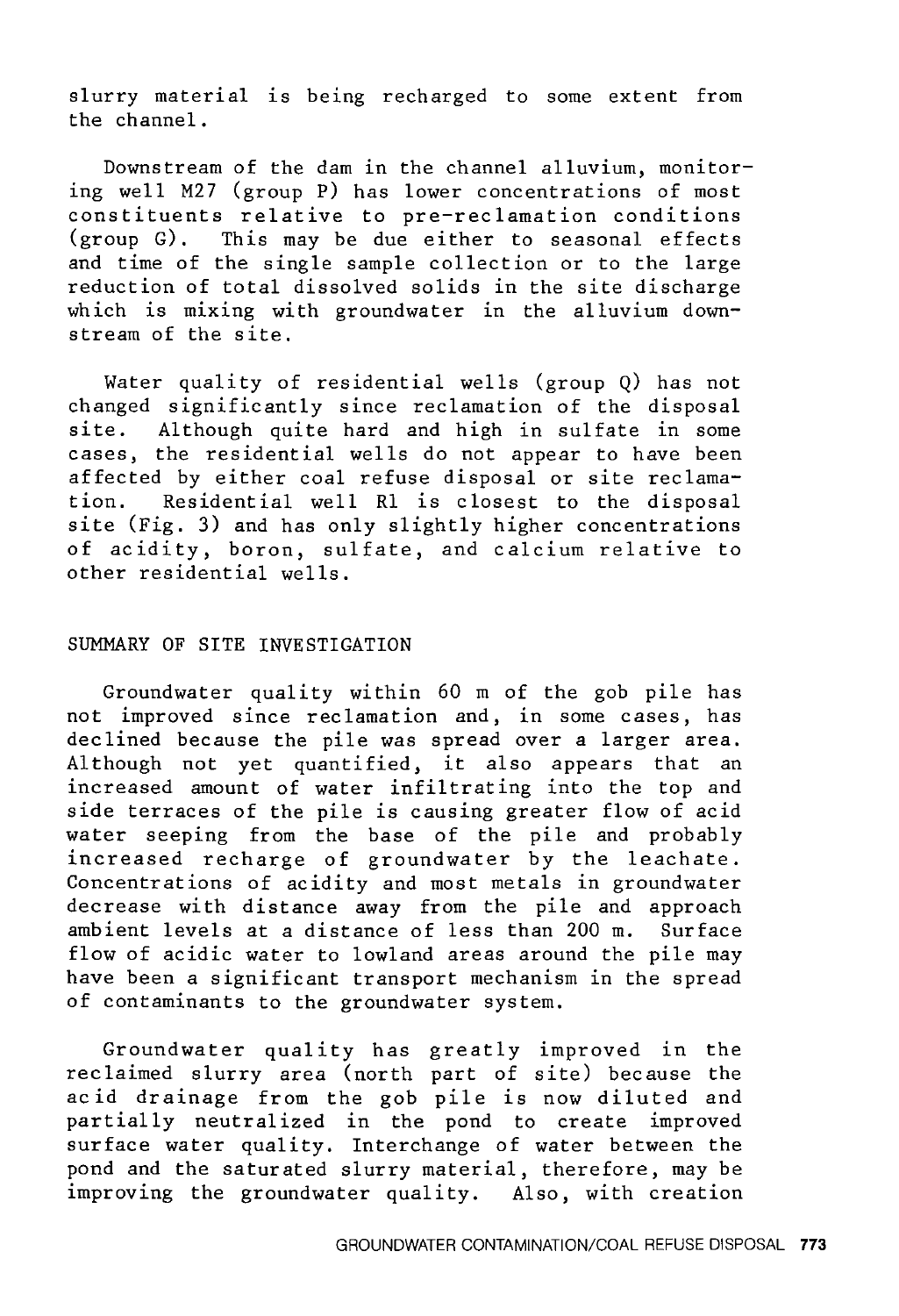slurry material is being recharged to some extent from the channel.

Downstream of the dam in the channel alluvium, monitoring well M27 (group P) has lower concentrations of most constituents relative to pre-reclamation conditions (group G). This may be due either to seasonal effects and time of the single sample collection or to the large reduction of total dissolved solids in the site discharge which is mixing with groundwater in the alluvium downstream of the site.

Water quality of residential wells (group Q) has not changed significantly since reclamation of the disposal site. Although quite hard and high in sulfate in some cases, the residential wells do not appear to have been affected by either coal refuse disposal or site reclamation. Residential well R1 is closest to the disposal site (Fig. 3) and has only slightly higher concentrations of acidity, boron, sulfate, and calcium relative to other residential wells.

## SUMMARY OF SITE INVESTIGATION

Groundwater quality within 60 m of the gob pile has not improved since reclamation and, in some cases, has declined because the pile was spread over a larger area. Although not yet quantified, it also appears that an increased amount of water infiltrating into the top and side terraces of the pile is causing greater flow of acid water seeping from the base of the pile and probably increased recharge of groundwater by the leachate. Concentrations of acidity and most metals in groundwater decrease with distance away from the pile and approach ambient levels at a distance of less than 200 m. Surface flow of acidic water to lowland areas around the pile may have been a significant transport mechanism in the spread of contaminants to the groundwater system.

Groundwater quality has greatly improved in the reclaimed slurry area (north part of site) because the acid drainage from the gob pile is now diluted and partially neutralized in the pond to create improved surface water quality. Interchange of water between the pond and the saturated slurry material, therefore, may be improving the groundwater quality. Also, with creation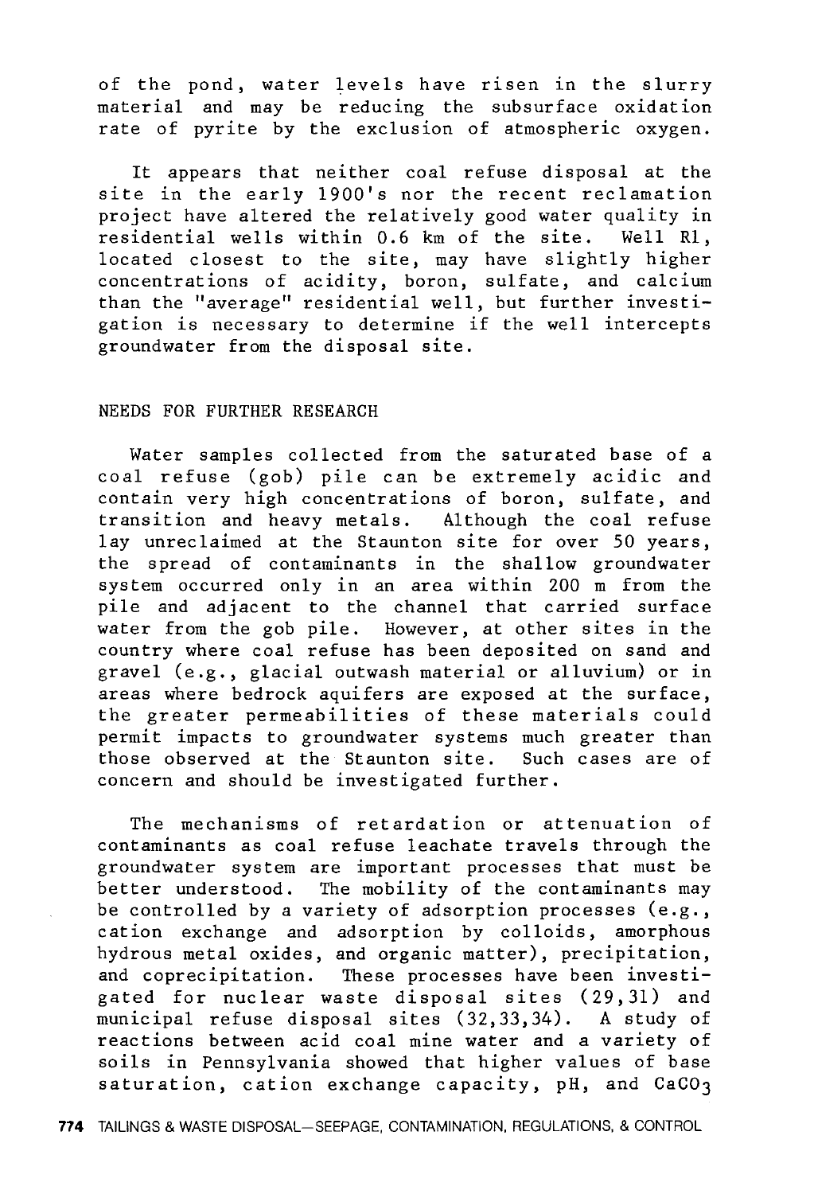of the pond, water levels have risen in the slurry material and may be reducing the subsurface oxidation rate of pyrite by the exclusion of atmospheric oxygen.

It appears that neither coal refuse disposal at the site in the early 1900's nor the recent reclamation project have altered the relatively good water quality in residential wells within 0.6 km of the site. Well R1, located closest to the site, may have slightly higher concentrations of acidity, boron, sulfate, and calcium than the "average" residential well, but further investigation is necessary to determine if the well intercepts groundwater from the disposal site.

## NEEDS FOR FURTHER RESEARCH

Water samples collected from the saturated base of a coal refuse (gob) pile can be extremely acidic and contain very high concentrations of boron, sulfate, and transition and heavy metals. Although the coal refuse lay unreclaimed at the Staunton site for over 50 years, the spread of contaminants in the shallow groundwater system occurred only in an area within 200 m from the pile and adjacent to the channel that carried surface water from the gob pile. However, at other sites in the country where coal refuse has been deposited on sand and gravel (e.g., glacial outwash material or alluvium) or in areas where bedrock aquifers are exposed at the surface, the greater permeabilities of these materials could permit impacts to groundwater systems much greater than those observed at the Staunton site. Such cases are of concern and should be investigated further.

The mechanisms of retardation or attenuation of contaminants as coal refuse leachate travels through the groundwater system are important processes that must be better understood. The mobility of the contaminants may be controlled by a variety of adsorption processes (e.g., cation exchange and adsorption by colloids, amorphous hydrous metal oxides, and organic matter), precipitation, and coprecipitation. These processes have been investigated for nuclear waste disposal sites (29,31) and municipal refuse disposal sites (32,33,34). A study of reactions between acid coal mine water and a variety of soils in Pennsylvania showed that higher values of base saturation, cation exchange capacity, pH, and $CaCO_3$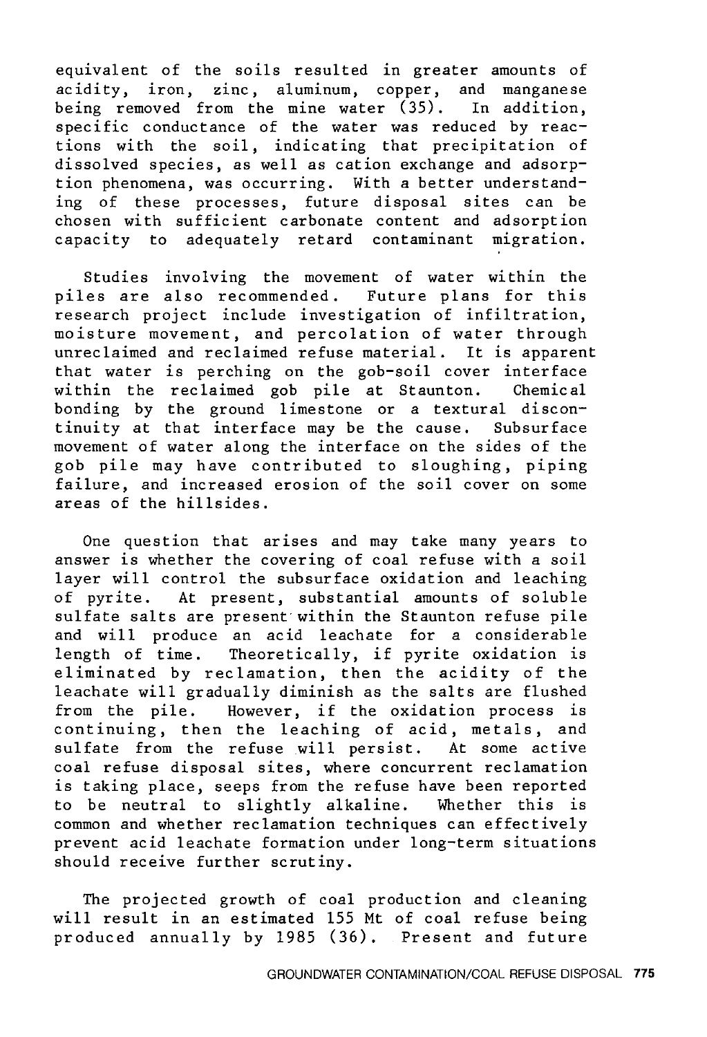equivalent of the soils resulted in greater amounts of acidity, iron, zinc, aluminum, copper, and manganese being removed from the mine water (35). In addition, specific conductance of the water was reduced by reactions with the soil, indicating that precipitation of dissolved species, as well as cation exchange and adsorption phenomena, was occurring. With a better understanding of these processes, future disposal sites can be chosen with sufficient carbonate content and adsorption capacity to adequately retard contaminant migration.

Studies involving the movement of water within the piles are also recommended. Future plans for this research project include investigation of infiltration, moisture movement, and percolation of water through unreclaimed and reclaimed refuse material. It is apparent that water is perching on the gob-soil cover interface within the reclaimed gob pile at Staunton. Chemical bonding by the ground limestone or a textural discontinuity at that interface may be the cause. Subsurface movement of water along the interface on the sides of the gob pile may have contributed to sloughing, piping failure, and increased erosion of the soil cover on some areas of the hillsides.

One question that arises and may take many years to answer is whether the covering of coal refuse with a soil layer will control the subsurface oxidation and leaching of pyrite. At present, substantial amounts of soluble sulfate salts are present within the Staunton refuse pile and will produce an acid leachate for a considerable length of time. Theoretically, if pyrite oxidation is eliminated by reclamation, then the acidity of the leachate will gradually diminish as the salts are flushed from the pile. However, if the oxidation process is continuing, then the leaching of acid, metals, and sulfate from the refuse will persist. At some active coal refuse disposal sites, where concurrent reclamation is taking place, seeps from the refuse have been reported to be neutral to slightly alkaline. Whether this is common and whether reclamation techniques can effectively prevent acid leachate formation under long-term situations should receive further scrutiny.

The projected growth of coal production and cleaning will result in an estimated 155 Mt of coal refuse being produced annually by 1985 (36). Present and future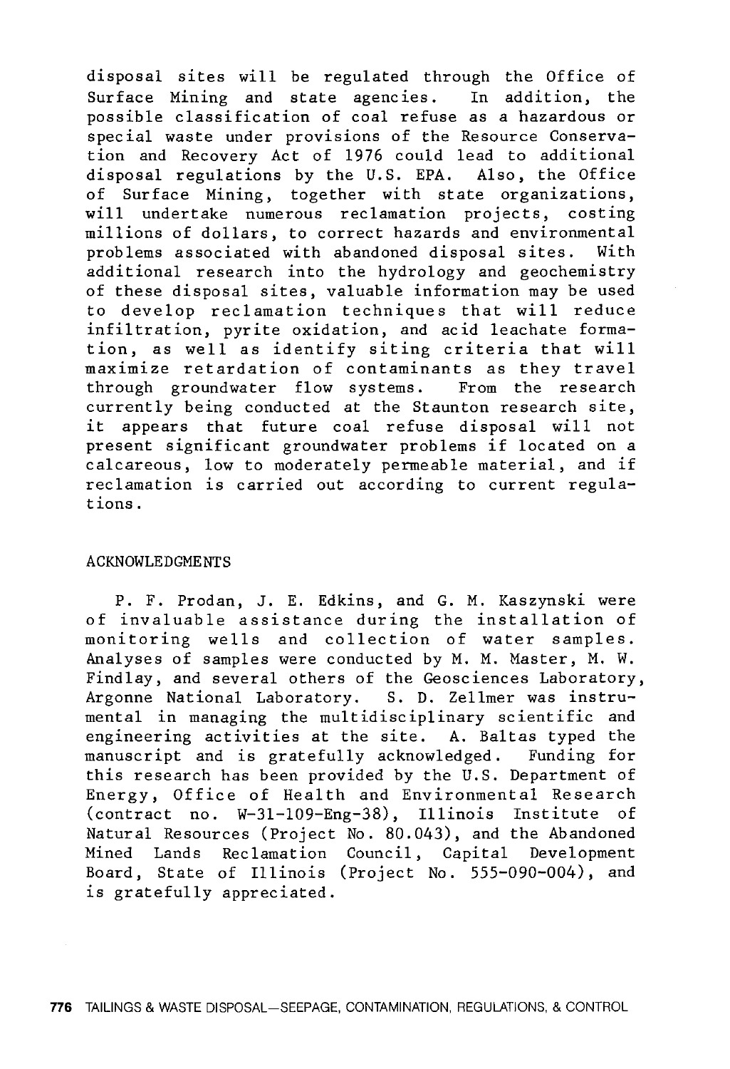disposal sites will be regulated through the Office of Surface Mining and state agencies. In addition, the possible classification of coal refuse as a hazardous or special waste under provisions of the Resource Conservation and Recovery Act of 1976 could lead to additional disposal regulations by the U.S. EPA. Also, the Office of Surface Mining, together with state organizations, will undertake numerous reclamation projects, costing millions of dollars, to correct hazards and environmental problems associated with abandoned disposal sites. With additional research into the hydrology and geochemistry of these disposal sites, valuable information may be used to develop reclamation techniques that will reduce infiltration, pyrite oxidation, and acid leachate formation, as well as identify siting criteria that will maximize retardation of contaminants as they travel through groundwater flow systems. From the research currently being conducted at the Staunton research site, it appears that future coal refuse disposal will not present significant groundwater problems if located on a calcareous, low to moderately permeable material, and if reclamation is carried out according to current regulations.

## ACKNOWLEDGMENTS

P. F. Prodan, J. E. Edkins, and G. M. Kaszynski were of invaluable assistance during the installation of monitoring wells and collection of water samples. Analyses of samples were conducted by M. M. Master, M. W. Findlay, and several others of the Geosciences Laboratory, Argonne National Laboratory. S. D. Zellmer was instrumental in managing the multidisciplinary scientific and engineering activities at the site. A. Baltas typed the manuscript and is gratefully acknowledged. Funding for this research has been provided by the U.S. Department of Energy, Office of Health and Environmental Research (contract no. W-31-109-Eng-38), Illinois Institute of Natural Resources (Project No. 80.043), and the Abandoned Mined Lands Reclamation Council, Capital Development Board, State of Illinois (Project No. 555-090-004), and is gratefully appreciated.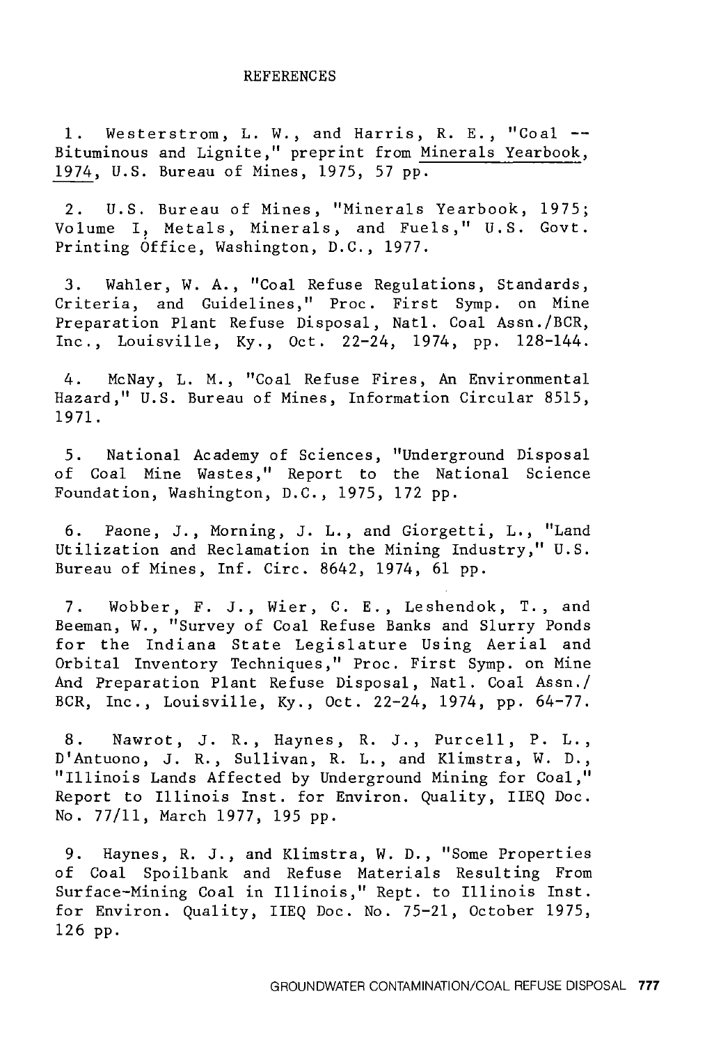## REFERENCES

1. Westerstrom, L. W., and Harris, R. E., "Coal -- Bituminous and Lignite," preprint from Minerals Yearbook, 1974, U.S. Bureau of Mines, 1975, 57 pp.

2. U.S. Bureau of Mines, "Minerals Yearbook, 1975; Volume I, Metals, Minerals, and Fuels," U.S. Govt. Printing Office, Washington, D.C., 1977.

3. Wahler, W. A., "Coal Refuse Regulations, Standards, Criteria, and Guidelines," Proc. First Symp. on Mine Preparation Plant Refuse Disposal, Natl. Coal Assn./BCR, Inc., Louisville, Ky., Oct. 22-24, 1974, pp. 128-144.

4. McNay, L. M., "Coal Refuse Fires, An Environmental Hazard," U.S. Bureau of Mines, Information Circular 8515, 1971.

5. National Academy of Sciences, "Underground Disposal of Coal Mine Wastes," Report to the National Science Foundation, Washington, D.C., 1975, 172 pp.

6. Paone, J., Morning, J. L., and Giorgetti, L., "Land Utilization and Reclamation in the Mining Industry," U.S. Bureau of Mines, Inf. Circ. 8642, 1974, 61 pp.

7. Wobber, F. J., Wier, C. E., Leshendok, T., and Beeman, W., "Survey of Coal Refuse Banks and Slurry Ponds for the Indiana State Legislature Using Aerial and Orbital Inventory Techniques," Proc. First Symp. on Mine And Preparation Plant Refuse Disposal, Natl. Coal Assn./ BCR, Inc., Louisville, Ky., Oct. 22-24, 1974, pp. 64-77.

8. Nawrot, J. R., Haynes, R. J., Purcell, P. L., D'Antuono, J. R., Sullivan, R. L., and Klimstra, W. D., "Illinois Lands Affected by Underground Mining for Coal," Report to Illinois Inst. for Environ. Quality, IIEQ Doc. No. 77/11, March 1977, 195 pp.

9. Haynes, R. J., and Klimstra, W. D., "Some Properties of Coal Spoilbank and Refuse Materials Resulting From Surface-Mining Coal in Illinois," Rept. to Illinois Inst. for Environ. Quality, IIEQ Doc. No. 75-21, October 1975, 126 pp.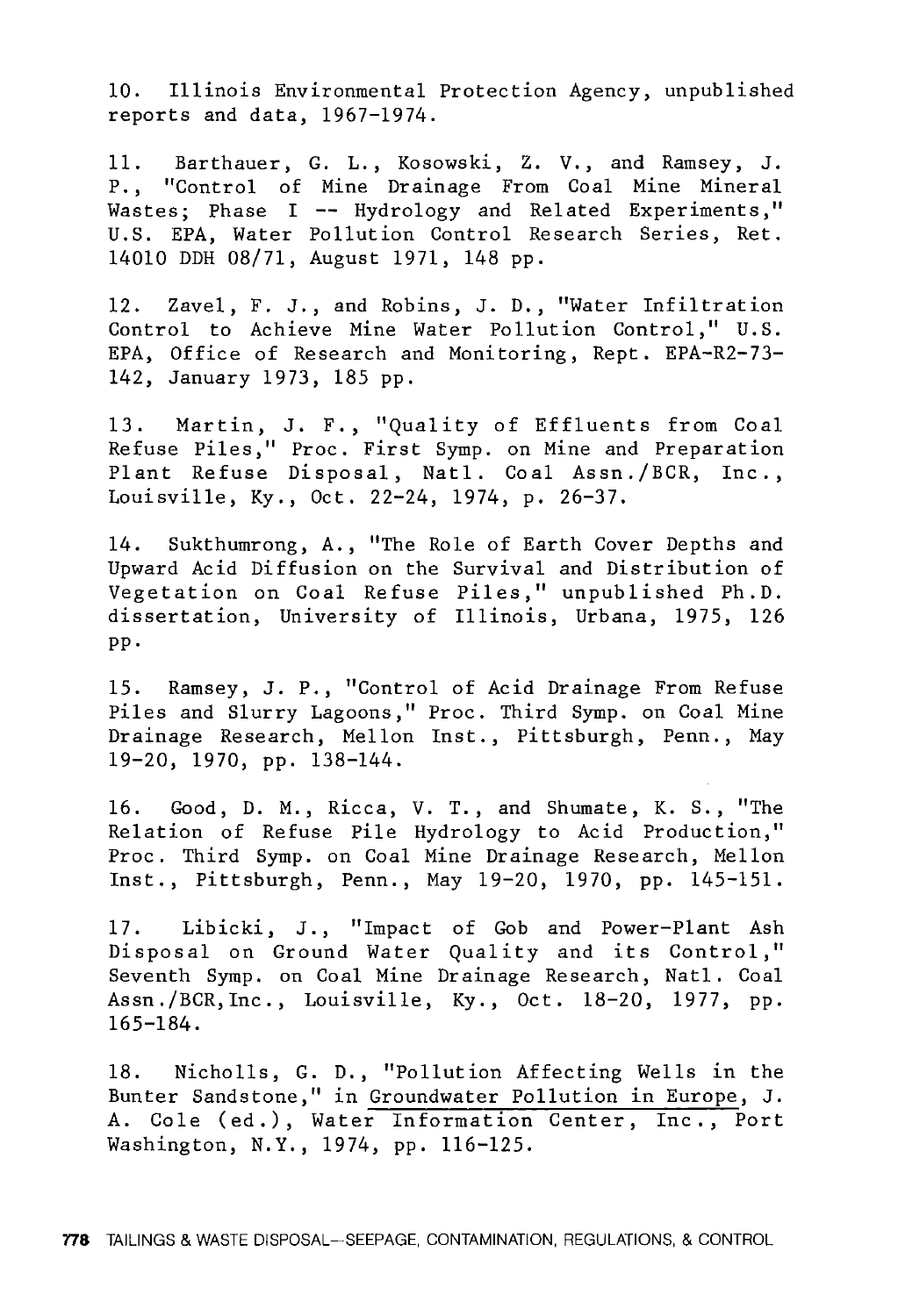10. Illinois Environmental Protection Agency, unpublished reports and data, 1967-1974.

11. Barthauer, G. L., Kosowski, Z. V., and Ramsey, J. P., "Control of Mine Drainage From Coal Mine Mineral Wastes; Phase I -- Hydrology and Related Experiments," U.S. EPA, Water Pollution Control Research Series, Ret. 14010 DDH 08/71, August 1971, 148 pp.

12. Zavel, F. J., and Robins, J. D., "Water Infiltration Control to Achieve Mine Water Pollution Control," U.S. EPA, Office of Research and Monitoring, Rept. EPA-R2-73-142, January 1973, 185 pp.

13. Martin, J. F., "Quality of Effluents from Coal Refuse Piles," Proc. First Symp. on Mine and Preparation Plant Refuse Disposal, Natl. Coal Assn./BCR, Inc., Louisville, Ky., Oct. 22-24, 1974, p. 26-37.

14. Sukthumrong, A., "The Role of Earth Cover Depths and Upward Acid Diffusion on the Survival and Distribution of Vegetation on Coal Refuse Piles," unpublished Ph.D. dissertation, University of Illinois, Urbana, 1975, 126 pp.

15. Ramsey, J. P., "Control of Acid Drainage From Refuse Piles and Slurry Lagoons," Proc. Third Symp. on Coal Mine Drainage Research, Mellon Inst., Pittsburgh, Penn., May 19-20, 1970, pp. 138-144.

16. Good, D. M., Ricca, V. T., and Shumate, K. S., "The Relation of Refuse Pile Hydrology to Acid Production," Proc. Third Symp. on Coal Mine Drainage Research, Mellon Inst., Pittsburgh, Penn., May 19-20, 1970, pp. 145-151.

17. Libicki, J., "Impact of Gob and Power-Plant Ash Disposal on Ground Water Quality and its Control," Seventh Symp. on Coal Mine Drainage Research, Natl. Coal Assn./BCR, Inc., Louisville, Ky., Oct. 18-20, 1977, pp. 165-184.

18. Nicholls, G. D., "Pollution Affecting Wells in the Bunter Sandstone," in Groundwater Pollution in Europe, J. A. Cole (ed.), Water Information Center, Inc., Port Washington, N.Y., 1974, pp. 116-125.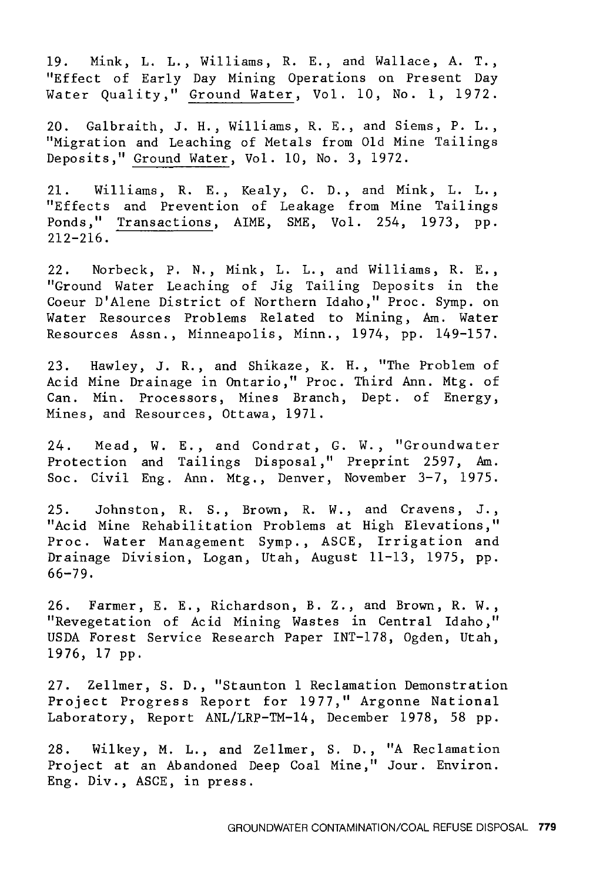19. Mink, L. L., Williams, R. E., and Wallace, A. T., "Effect of Early Day Mining Operations on Present Day Water Quality," Ground Water, Vol. 10, No. 1, 1972.

20. Galbraith, J. H., Williams, R. E., and Siems, P. L., "Migration and Leaching of Metals from Old Mine Tailings Deposits," Ground Water, Vol. 10, No. 3, 1972.

21. Williams, R. E., Kealy, C. D., and Mink, L. L., "Effects and Prevention of Leakage from Mine Tailings Ponds," Transactions, AIME, SME, Vol. 254, 1973, pp. 212-216.

22. Norbeck, P. N., Mink, L. L., and Williams, R. E., "Ground Water Leaching of Jig Tailing Deposits in the Coeur D'Alene District of Northern Idaho," Proc. Symp. on Water Resources Problems Related to Mining, Am. Water Resources Assn., Minneapolis, Minn., 1974, pp. 149-157.

23. Hawley, J. R., and Shikaze, K. H., "The Problem of Acid Mine Drainage in Ontario," Proc. Third Ann. Mtg. of Can. Min. Processors, Mines Branch, Dept. of Energy, Mines, and Resources, Ottawa, 1971.

24. Mead, W. E., and Condrat, G. W., "Groundwater Protection and Tailings Disposal," Preprint 2597, Am. Soc. Civil Eng. Ann. Mtg., Denver, November 3-7, 1975.

25. Johnston, R. S., Brown, R. W., and Cravens, J., "Acid Mine Rehabilitation Problems at High Elevations," Proc. Water Management Symp., ASCE, Irrigation and Drainage Division, Logan, Utah, August 11-13, 1975, pp. 66-79.

26. Farmer, E. E., Richardson, B. Z., and Brown, R. W., "Revegetation of Acid Mining Wastes in Central Idaho," USDA Forest Service Research Paper INT-178, Ogden, Utah, 1976, 17 pp.

27. Zellmer, S. D., "Staunton 1 Reclamation Demonstration Project Progress Report for 1977," Argonne National Laboratory, Report ANL/LRP-TM-14, December 1978, 58 pp.

28. Wilkey, M. L., and Zellmer, S. D., "A Reclamation Project at an Abandoned Deep Coal Mine," Jour. Environ. Eng. Div., ASCE, in press.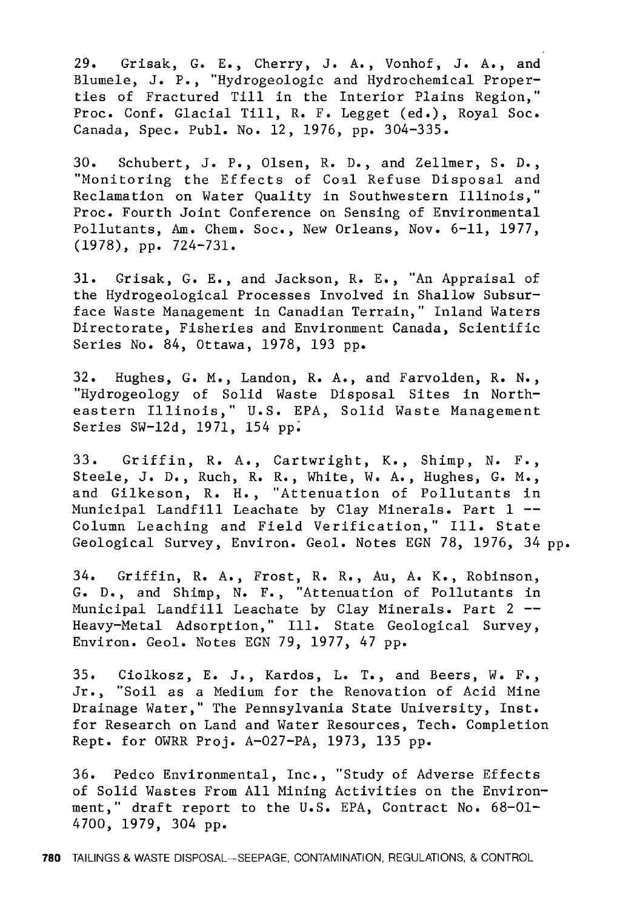29. Grisak, G. E., Cherry, J. A., Vonhof, J. A., and Blumele, J. P., "Hydrogeologic and Hydrochemical Properties of Fractured Till in the Interior Plains Region," Proc. Conf. Glacial Till, R. F. Legget (ed.), Royal Soc. Canada, Spec. Publ. No. 12, 1976, pp. 304-335.

30. Schubert, J. P., Olsen, R. D., and Zellmer, S. D., "Monitoring the Effects of Coal Refuse Disposal and Reclamation on Water Quality in Southwestern Illinois," Proc. Fourth Joint Conference on Sensing of Environmental Pollutants, Am. Chem. Soc., New Orleans, Nov. 6-11, 1977, (1978), pp. 724-731.

31. Grisak, G. E., and Jackson, R. E., "An Appraisal of the Hydrogeological Processes Involved in Shallow Subsurface Waste Management in Canadian Terrain," Inland Waters Directorate, Fisheries and Environment Canada, Scientific Series No. 84, Ottawa, 1978, 193 pp.

32. Hughes, G. M., Landon, R. A., and Farvolden, R. N., "Hydrogeology of Solid Waste Disposal Sites in Northeastern Illinois," U.S. EPA, Solid Waste Management Series SW-12d, 1971, 154 pp.

33. Griffin, R. A., Cartwright, K., Shimp, N. F., Steele, J. D., Ruch, R. R., White, W. A., Hughes, G. M., and Gilkeson, R. H., "Attenuation of Pollutants in Municipal Landfill Leachate by Clay Minerals. Part 1 -- Column Leaching and Field Verification," Ill. State Geological Survey, Environ. Geol. Notes EGN 78, 1976, 34 pp.

34. Griffin, R. A., Frost, R. R., Au, A. K., Robinson, G. D., and Shimp, N. F., "Attenuation of Pollutants in Municipal Landfill Leachate by Clay Minerals. Part 2 -- Heavy-Metal Adsorption," Ill. State Geological Survey, Environ. Geol. Notes EGN 79, 1977, 47 pp.

35. Ciolkosz, E. J., Kardos, L. T., and Beers, W. F., Jr., "Soil as a Medium for the Renovation of Acid Mine Drainage Water," The Pennsylvania State University, Inst. for Research on Land and Water Resources, Tech. Completion Rept. for OWRR Proj. A-027-PA, 1973, 135 pp.

36. Pedco Environmental, Inc., "Study of Adverse Effects of Solid Wastes From All Mining Activities on the Environment," draft report to the U.S. EPA, Contract No. 68-01-4700, 1979, 304 pp.